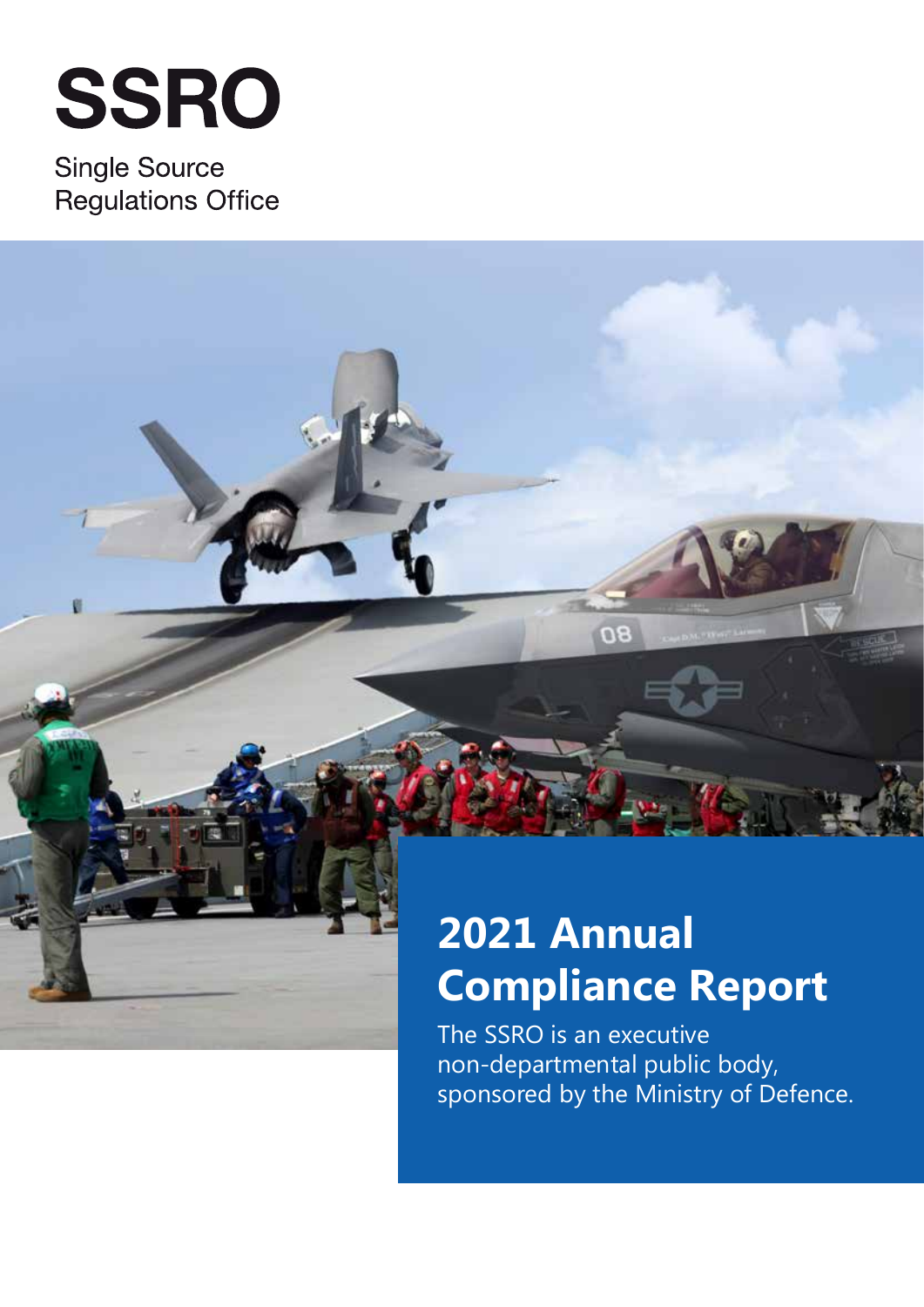# SSRO

Single Source Regulations Office

# 2021 Annual Compliance Report

The SSRO is an executive non-departmental public body, sponsored by the Ministry of Defence.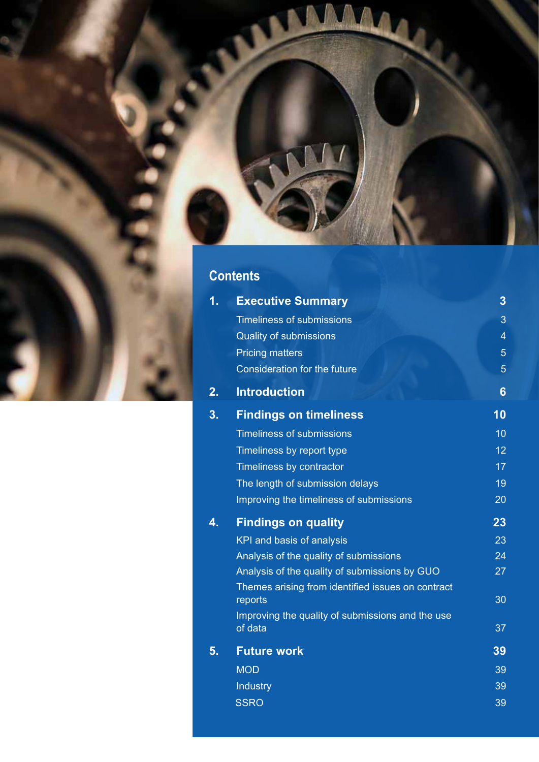## Contents

| | | |
|---|---|---|
| **1.** | **Executive Summary** | **3** |
| | Timeliness of submissions | 3 |
| | Quality of submissions | 4 |
| | Pricing matters | 5 |
| | Consideration for the future | 5 |
| **2.** | **Introduction** | **6** |
| **3.** | **Findings on timeliness** | **10** |
| | Timeliness of submissions | 10 |
| | Timeliness by report type | 12 |
| | Timeliness by contractor | 17 |
| | The length of submission delays | 19 |
| | Improving the timeliness of submissions | 20 |
| **4.** | **Findings on quality** | **23** |
| | KPI and basis of analysis | 23 |
| | Analysis of the quality of submissions | 24 |
| | Analysis of the quality of submissions by GUO | 27 |
| | Themes arising from identified issues on contract reports | 30 |
| | Improving the quality of submissions and the use of data | 37 |
| **5.** | **Future work** | **39** |
| | MOD | 39 |
| | Industry | 39 |
| | SSRO | 39 |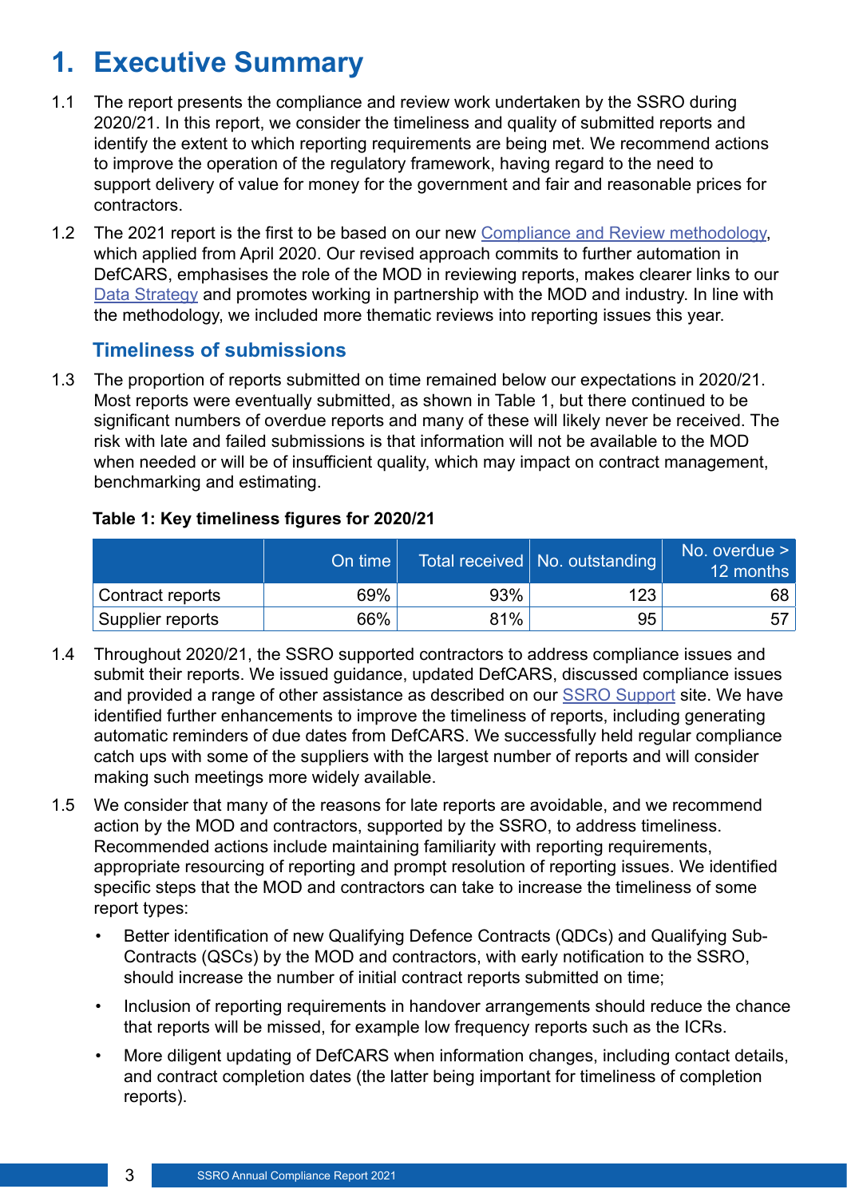# 1. Executive Summary

1.1 The report presents the compliance and review work undertaken by the SSRO during 2020/21. In this report, we consider the timeliness and quality of submitted reports and identify the extent to which reporting requirements are being met. We recommend actions to improve the operation of the regulatory framework, having regard to the need to support delivery of value for money for the government and fair and reasonable prices for contractors.

1.2 The 2021 report is the first to be based on our new Compliance and Review methodology, which applied from April 2020. Our revised approach commits to further automation in DefCARS, emphasises the role of the MOD in reviewing reports, makes clearer links to our Data Strategy and promotes working in partnership with the MOD and industry. In line with the methodology, we included more thematic reviews into reporting issues this year.

## Timeliness of submissions

1.3 The proportion of reports submitted on time remained below our expectations in 2020/21. Most reports were eventually submitted, as shown in Table 1, but there continued to be significant numbers of overdue reports and many of these will likely never be received. The risk with late and failed submissions is that information will not be available to the MOD when needed or will be of insufficient quality, which may impact on contract management, benchmarking and estimating.

**Table 1: Key timeliness figures for 2020/21**

| | On time | Total received | No. outstanding | No. overdue > 12 months |
|---|---|---|---|---|
| Contract reports | 69% | 93% | 123 | 68 |
| Supplier reports | 66% | 81% | 95 | 57 |

1.4 Throughout 2020/21, the SSRO supported contractors to address compliance issues and submit their reports. We issued guidance, updated DefCARS, discussed compliance issues and provided a range of other assistance as described on our SSRO Support site. We have identified further enhancements to improve the timeliness of reports, including generating automatic reminders of due dates from DefCARS. We successfully held regular compliance catch ups with some of the suppliers with the largest number of reports and will consider making such meetings more widely available.

1.5 We consider that many of the reasons for late reports are avoidable, and we recommend action by the MOD and contractors, supported by the SSRO, to address timeliness. Recommended actions include maintaining familiarity with reporting requirements, appropriate resourcing of reporting and prompt resolution of reporting issues. We identified specific steps that the MOD and contractors can take to increase the timeliness of some report types:

- Better identification of new Qualifying Defence Contracts (QDCs) and Qualifying Sub-Contracts (QSCs) by the MOD and contractors, with early notification to the SSRO, should increase the number of initial contract reports submitted on time;
- Inclusion of reporting requirements in handover arrangements should reduce the chance that reports will be missed, for example low frequency reports such as the ICRs.
- More diligent updating of DefCARS when information changes, including contact details, and contract completion dates (the latter being important for timeliness of completion reports).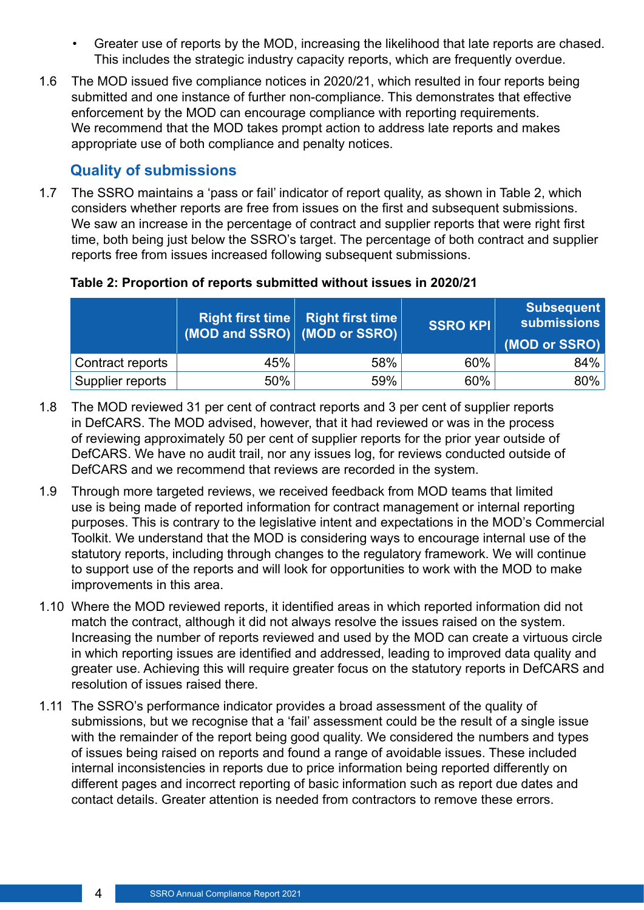- Greater use of reports by the MOD, increasing the likelihood that late reports are chased. This includes the strategic industry capacity reports, which are frequently overdue.

1.6 The MOD issued five compliance notices in 2020/21, which resulted in four reports being submitted and one instance of further non-compliance. This demonstrates that effective enforcement by the MOD can encourage compliance with reporting requirements. We recommend that the MOD takes prompt action to address late reports and makes appropriate use of both compliance and penalty notices.

## Quality of submissions

1.7 The SSRO maintains a 'pass or fail' indicator of report quality, as shown in Table 2, which considers whether reports are free from issues on the first and subsequent submissions. We saw an increase in the percentage of contract and supplier reports that were right first time, both being just below the SSRO's target. The percentage of both contract and supplier reports free from issues increased following subsequent submissions.

**Table 2: Proportion of reports submitted without issues in 2020/21**

| | Right first time (MOD and SSRO) | Right first time (MOD or SSRO) | SSRO KPI | Subsequent submissions (MOD or SSRO) |
|---|---|---|---|---|
| Contract reports | 45% | 58% | 60% | 84% |
| Supplier reports | 50% | 59% | 60% | 80% |

1.8 The MOD reviewed 31 per cent of contract reports and 3 per cent of supplier reports in DefCARS. The MOD advised, however, that it had reviewed or was in the process of reviewing approximately 50 per cent of supplier reports for the prior year outside of DefCARS. We have no audit trail, nor any issues log, for reviews conducted outside of DefCARS and we recommend that reviews are recorded in the system.

1.9 Through more targeted reviews, we received feedback from MOD teams that limited use is being made of reported information for contract management or internal reporting purposes. This is contrary to the legislative intent and expectations in the MOD's Commercial Toolkit. We understand that the MOD is considering ways to encourage internal use of the statutory reports, including through changes to the regulatory framework. We will continue to support use of the reports and will look for opportunities to work with the MOD to make improvements in this area.

1.10 Where the MOD reviewed reports, it identified areas in which reported information did not match the contract, although it did not always resolve the issues raised on the system. Increasing the number of reports reviewed and used by the MOD can create a virtuous circle in which reporting issues are identified and addressed, leading to improved data quality and greater use. Achieving this will require greater focus on the statutory reports in DefCARS and resolution of issues raised there.

1.11 The SSRO's performance indicator provides a broad assessment of the quality of submissions, but we recognise that a 'fail' assessment could be the result of a single issue with the remainder of the report being good quality. We considered the numbers and types of issues being raised on reports and found a range of avoidable issues. These included internal inconsistencies in reports due to price information being reported differently on different pages and incorrect reporting of basic information such as report due dates and contact details. Greater attention is needed from contractors to remove these errors.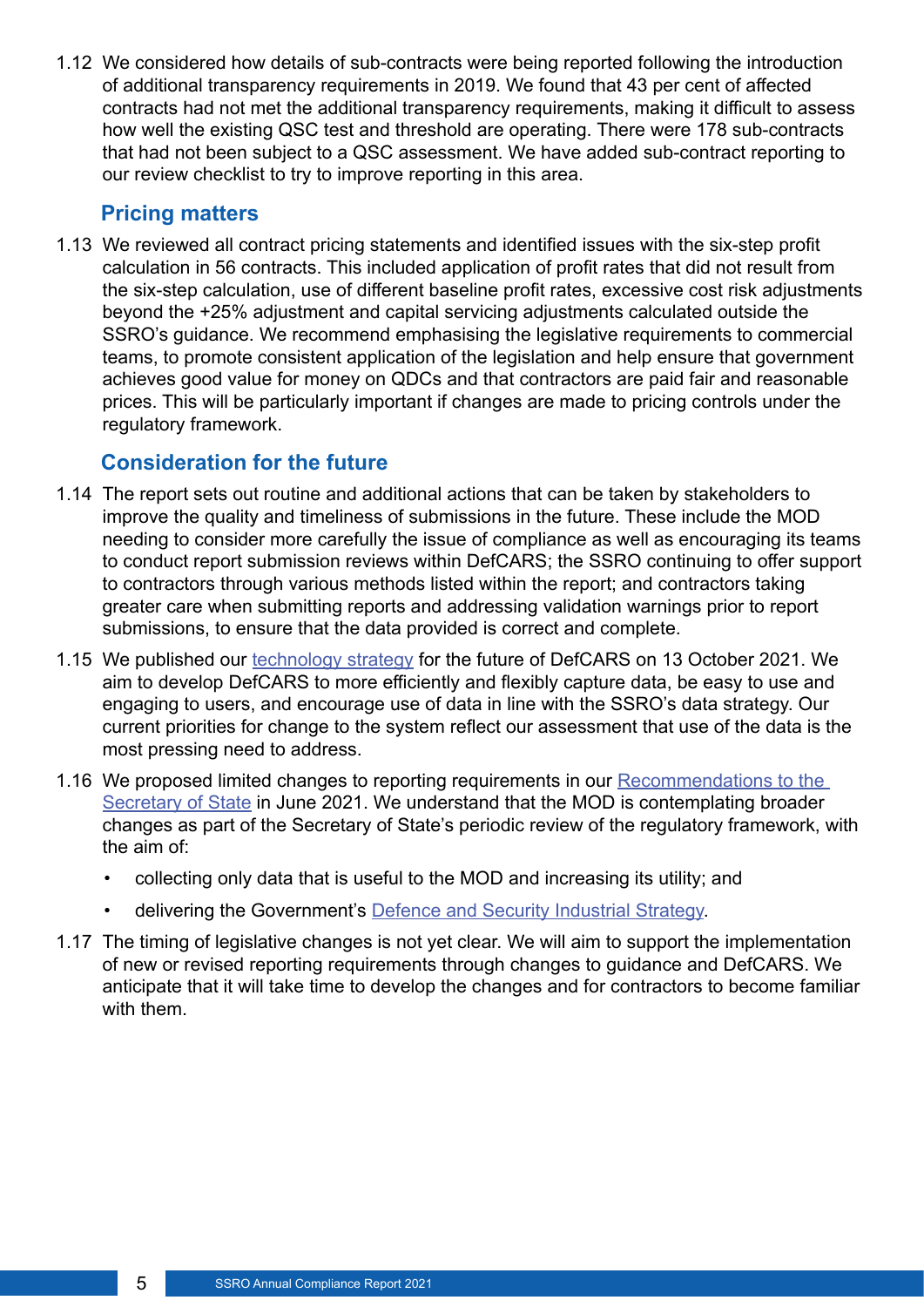1.12 We considered how details of sub-contracts were being reported following the introduction of additional transparency requirements in 2019. We found that 43 per cent of affected contracts had not met the additional transparency requirements, making it difficult to assess how well the existing QSC test and threshold are operating. There were 178 sub-contracts that had not been subject to a QSC assessment. We have added sub-contract reporting to our review checklist to try to improve reporting in this area.

### Pricing matters

1.13 We reviewed all contract pricing statements and identified issues with the six-step profit calculation in 56 contracts. This included application of profit rates that did not result from the six-step calculation, use of different baseline profit rates, excessive cost risk adjustments beyond the +25% adjustment and capital servicing adjustments calculated outside the SSRO's guidance. We recommend emphasising the legislative requirements to commercial teams, to promote consistent application of the legislation and help ensure that government achieves good value for money on QDCs and that contractors are paid fair and reasonable prices. This will be particularly important if changes are made to pricing controls under the regulatory framework.

### Consideration for the future

1.14 The report sets out routine and additional actions that can be taken by stakeholders to improve the quality and timeliness of submissions in the future. These include the MOD needing to consider more carefully the issue of compliance as well as encouraging its teams to conduct report submission reviews within DefCARS; the SSRO continuing to offer support to contractors through various methods listed within the report; and contractors taking greater care when submitting reports and addressing validation warnings prior to report submissions, to ensure that the data provided is correct and complete.

1.15 We published our technology strategy for the future of DefCARS on 13 October 2021. We aim to develop DefCARS to more efficiently and flexibly capture data, be easy to use and engaging to users, and encourage use of data in line with the SSRO's data strategy. Our current priorities for change to the system reflect our assessment that use of the data is the most pressing need to address.

1.16 We proposed limited changes to reporting requirements in our Recommendations to the Secretary of State in June 2021. We understand that the MOD is contemplating broader changes as part of the Secretary of State's periodic review of the regulatory framework, with the aim of:

- collecting only data that is useful to the MOD and increasing its utility; and
- delivering the Government's Defence and Security Industrial Strategy.

1.17 The timing of legislative changes is not yet clear. We will aim to support the implementation of new or revised reporting requirements through changes to guidance and DefCARS. We anticipate that it will take time to develop the changes and for contractors to become familiar with them.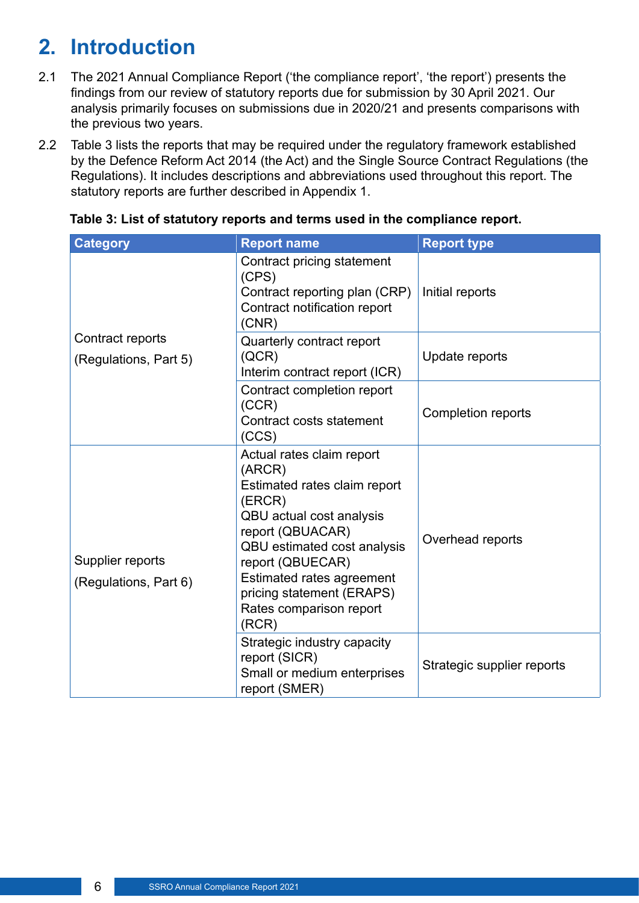# 2. Introduction

2.1 The 2021 Annual Compliance Report ('the compliance report', 'the report') presents the findings from our review of statutory reports due for submission by 30 April 2021. Our analysis primarily focuses on submissions due in 2020/21 and presents comparisons with the previous two years.

2.2 Table 3 lists the reports that may be required under the regulatory framework established by the Defence Reform Act 2014 (the Act) and the Single Source Contract Regulations (the Regulations). It includes descriptions and abbreviations used throughout this report. The statutory reports are further described in Appendix 1.

**Table 3: List of statutory reports and terms used in the compliance report.**

| Category | Report name | Report type |
|---|---|---|
| Contract reports (Regulations, Part 5) | Contract pricing statement (CPS)<br>Contract reporting plan (CRP)<br>Contract notification report (CNR) | Initial reports |
| | Quarterly contract report (QCR)<br>Interim contract report (ICR) | Update reports |
| | Contract completion report (CCR)<br>Contract costs statement (CCS) | Completion reports |
| Supplier reports (Regulations, Part 6) | Actual rates claim report (ARCR)<br>Estimated rates claim report (ERCR)<br>QBU actual cost analysis report (QBUACAR)<br>QBU estimated cost analysis report (QBUECAR)<br>Estimated rates agreement pricing statement (ERAPS)<br>Rates comparison report (RCR) | Overhead reports |
| | Strategic industry capacity report (SICR)<br>Small or medium enterprises report (SMER) | Strategic supplier reports |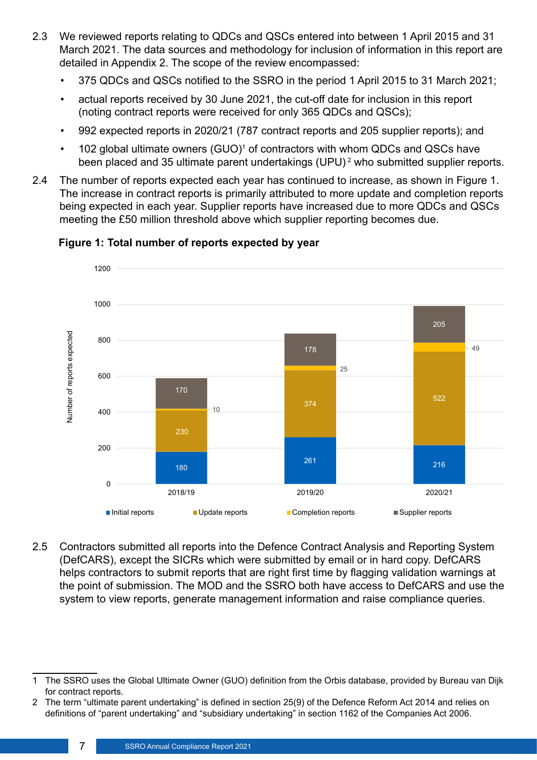2.3 We reviewed reports relating to QDCs and QSCs entered into between 1 April 2015 and 31 March 2021. The data sources and methodology for inclusion of information in this report are detailed in Appendix 2. The scope of the review encompassed:

- 375 QDCs and QSCs notified to the SSRO in the period 1 April 2015 to 31 March 2021;
- actual reports received by 30 June 2021, the cut-off date for inclusion in this report (noting contract reports were received for only 365 QDCs and QSCs);
- 992 expected reports in 2020/21 (787 contract reports and 205 supplier reports); and
- 102 global ultimate owners (GUO)[1] of contractors with whom QDCs and QSCs have been placed and 35 ultimate parent undertakings (UPU)[2] who submitted supplier reports.

2.4 The number of reports expected each year has continued to increase, as shown in Figure 1. The increase in contract reports is primarily attributed to more update and completion reports being expected in each year. Supplier reports have increased due to more QDCs and QSCs meeting the £50 million threshold above which supplier reporting becomes due.

**Figure 1: Total number of reports expected by year**

| Year | Initial reports | Update reports | Completion reports | Supplier reports |
|---|---|---|---|---|
| 2018/19 | 180 | 230 | 10 | 170 |
| 2019/20 | 261 | 374 | 25 | 178 |
| 2020/21 | 216 | 522 | 49 | 205 |

2.5 Contractors submitted all reports into the Defence Contract Analysis and Reporting System (DefCARS), except the SICRs which were submitted by email or in hard copy. DefCARS helps contractors to submit reports that are right first time by flagging validation warnings at the point of submission. The MOD and the SSRO both have access to DefCARS and use the system to view reports, generate management information and raise compliance queries.

---

1 The SSRO uses the Global Ultimate Owner (GUO) definition from the Orbis database, provided by Bureau van Dijk for contract reports.

2 The term "ultimate parent undertaking" is defined in section 25(9) of the Defence Reform Act 2014 and relies on definitions of "parent undertaking" and "subsidiary undertaking" in section 1162 of the Companies Act 2006.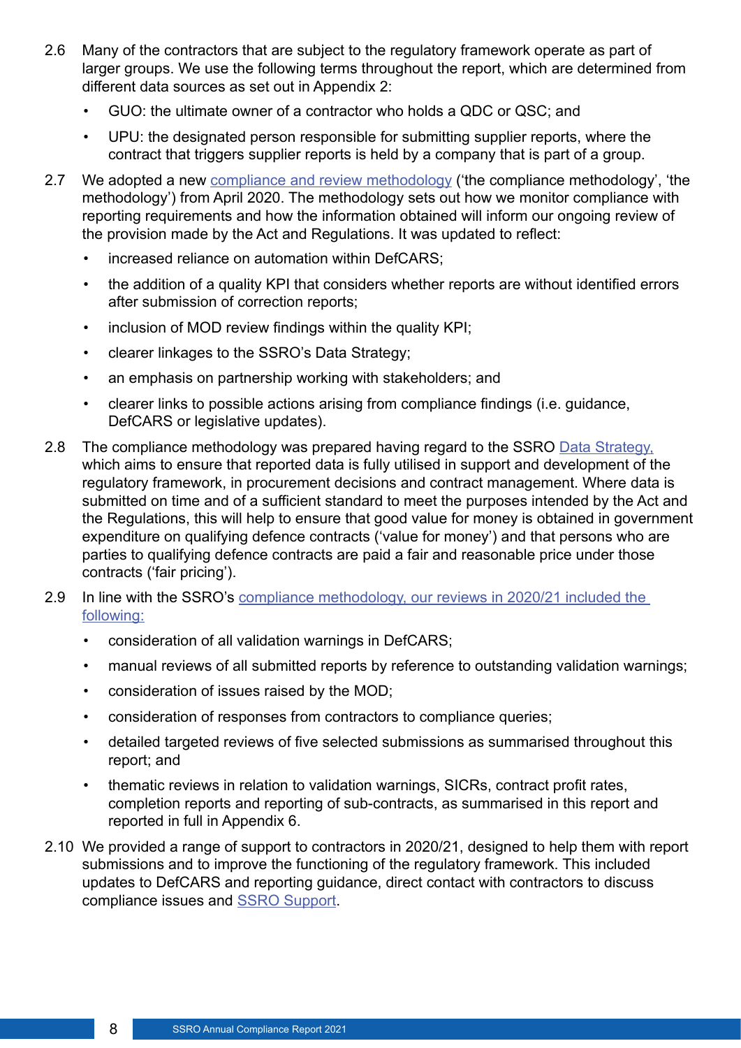2.6 Many of the contractors that are subject to the regulatory framework operate as part of larger groups. We use the following terms throughout the report, which are determined from different data sources as set out in Appendix 2:

- GUO: the ultimate owner of a contractor who holds a QDC or QSC; and
- UPU: the designated person responsible for submitting supplier reports, where the contract that triggers supplier reports is held by a company that is part of a group.

2.7 We adopted a new compliance and review methodology ('the compliance methodology', 'the methodology') from April 2020. The methodology sets out how we monitor compliance with reporting requirements and how the information obtained will inform our ongoing review of the provision made by the Act and Regulations. It was updated to reflect:

- increased reliance on automation within DefCARS;
- the addition of a quality KPI that considers whether reports are without identified errors after submission of correction reports;
- inclusion of MOD review findings within the quality KPI;
- clearer linkages to the SSRO's Data Strategy;
- an emphasis on partnership working with stakeholders; and
- clearer links to possible actions arising from compliance findings (i.e. guidance, DefCARS or legislative updates).

2.8 The compliance methodology was prepared having regard to the SSRO Data Strategy, which aims to ensure that reported data is fully utilised in support and development of the regulatory framework, in procurement decisions and contract management. Where data is submitted on time and of a sufficient standard to meet the purposes intended by the Act and the Regulations, this will help to ensure that good value for money is obtained in government expenditure on qualifying defence contracts ('value for money') and that persons who are parties to qualifying defence contracts are paid a fair and reasonable price under those contracts ('fair pricing').

2.9 In line with the SSRO's compliance methodology, our reviews in 2020/21 included the following:

- consideration of all validation warnings in DefCARS;
- manual reviews of all submitted reports by reference to outstanding validation warnings;
- consideration of issues raised by the MOD;
- consideration of responses from contractors to compliance queries;
- detailed targeted reviews of five selected submissions as summarised throughout this report; and
- thematic reviews in relation to validation warnings, SICRs, contract profit rates, completion reports and reporting of sub-contracts, as summarised in this report and reported in full in Appendix 6.

2.10 We provided a range of support to contractors in 2020/21, designed to help them with report submissions and to improve the functioning of the regulatory framework. This included updates to DefCARS and reporting guidance, direct contact with contractors to discuss compliance issues and SSRO Support.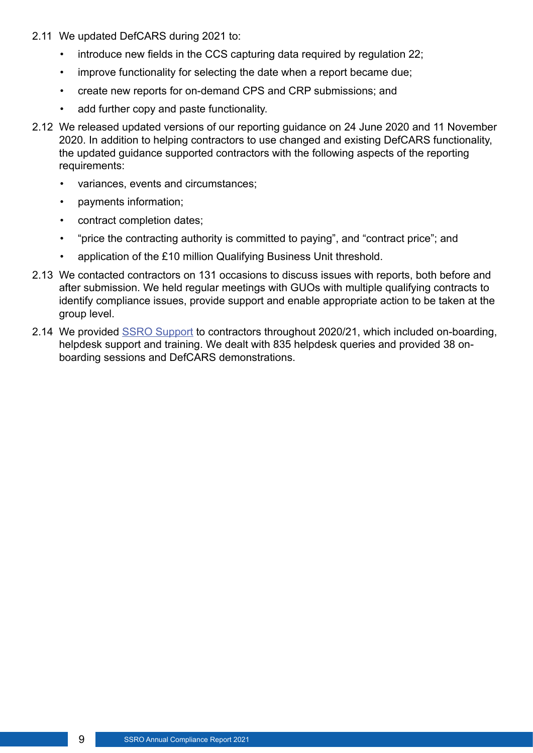2.11 We updated DefCARS during 2021 to:

- introduce new fields in the CCS capturing data required by regulation 22;
- improve functionality for selecting the date when a report became due;
- create new reports for on-demand CPS and CRP submissions; and
- add further copy and paste functionality.

2.12 We released updated versions of our reporting guidance on 24 June 2020 and 11 November 2020. In addition to helping contractors to use changed and existing DefCARS functionality, the updated guidance supported contractors with the following aspects of the reporting requirements:

- variances, events and circumstances;
- payments information;
- contract completion dates;
- "price the contracting authority is committed to paying", and "contract price"; and
- application of the £10 million Qualifying Business Unit threshold.

2.13 We contacted contractors on 131 occasions to discuss issues with reports, both before and after submission. We held regular meetings with GUOs with multiple qualifying contracts to identify compliance issues, provide support and enable appropriate action to be taken at the group level.

2.14 We provided SSRO Support to contractors throughout 2020/21, which included on-boarding, helpdesk support and training. We dealt with 835 helpdesk queries and provided 38 on-boarding sessions and DefCARS demonstrations.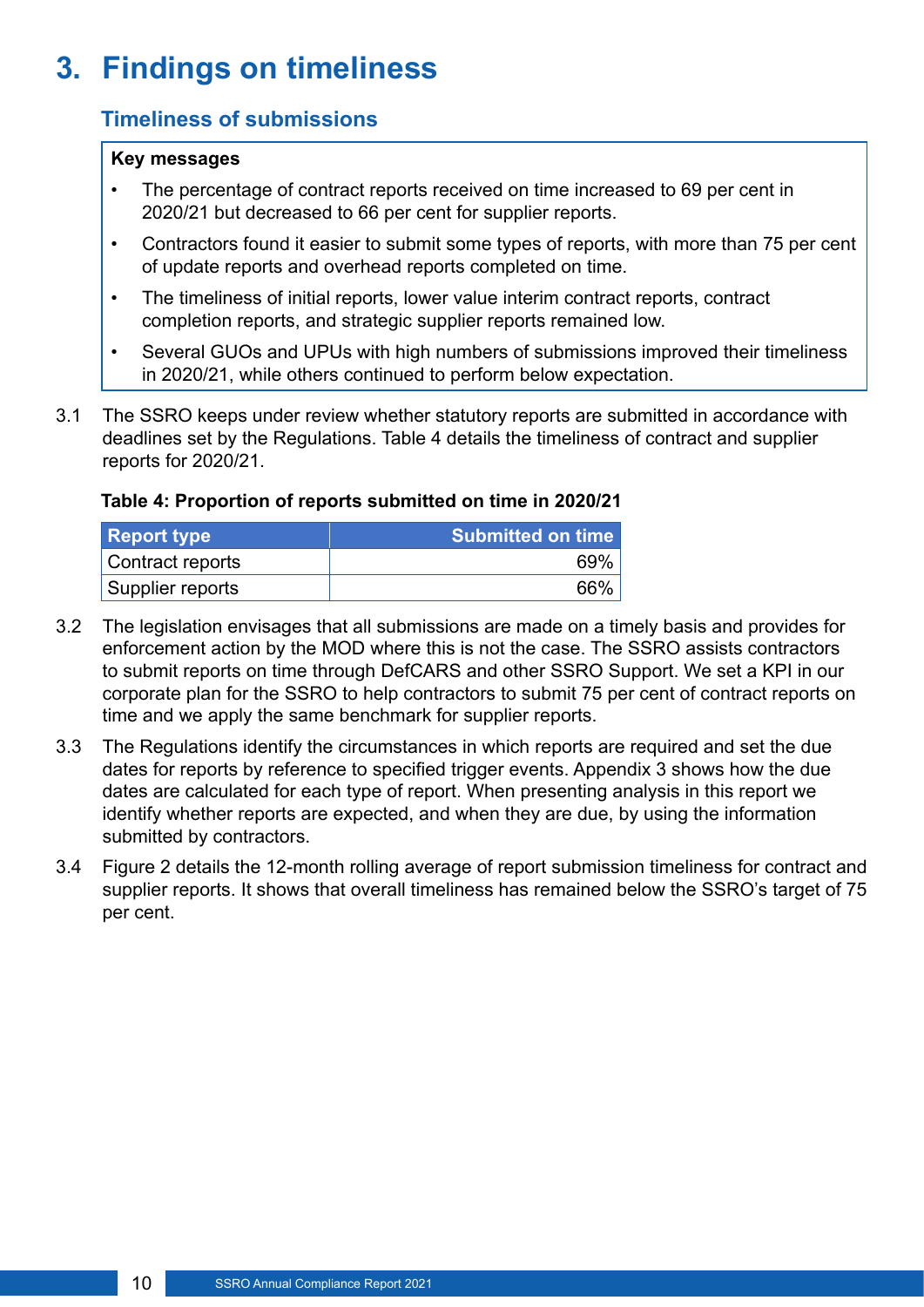# 3. Findings on timeliness

## Timeliness of submissions

**Key messages**

- The percentage of contract reports received on time increased to 69 per cent in 2020/21 but decreased to 66 per cent for supplier reports.
- Contractors found it easier to submit some types of reports, with more than 75 per cent of update reports and overhead reports completed on time.
- The timeliness of initial reports, lower value interim contract reports, contract completion reports, and strategic supplier reports remained low.
- Several GUOs and UPUs with high numbers of submissions improved their timeliness in 2020/21, while others continued to perform below expectation.

3.1 The SSRO keeps under review whether statutory reports are submitted in accordance with deadlines set by the Regulations. Table 4 details the timeliness of contract and supplier reports for 2020/21.

**Table 4: Proportion of reports submitted on time in 2020/21**

| Report type | Submitted on time |
|---|---:|
| Contract reports | 69% |
| Supplier reports | 66% |

3.2 The legislation envisages that all submissions are made on a timely basis and provides for enforcement action by the MOD where this is not the case. The SSRO assists contractors to submit reports on time through DefCARS and other SSRO Support. We set a KPI in our corporate plan for the SSRO to help contractors to submit 75 per cent of contract reports on time and we apply the same benchmark for supplier reports.

3.3 The Regulations identify the circumstances in which reports are required and set the due dates for reports by reference to specified trigger events. Appendix 3 shows how the due dates are calculated for each type of report. When presenting analysis in this report we identify whether reports are expected, and when they are due, by using the information submitted by contractors.

3.4 Figure 2 details the 12-month rolling average of report submission timeliness for contract and supplier reports. It shows that overall timeliness has remained below the SSRO's target of 75 per cent.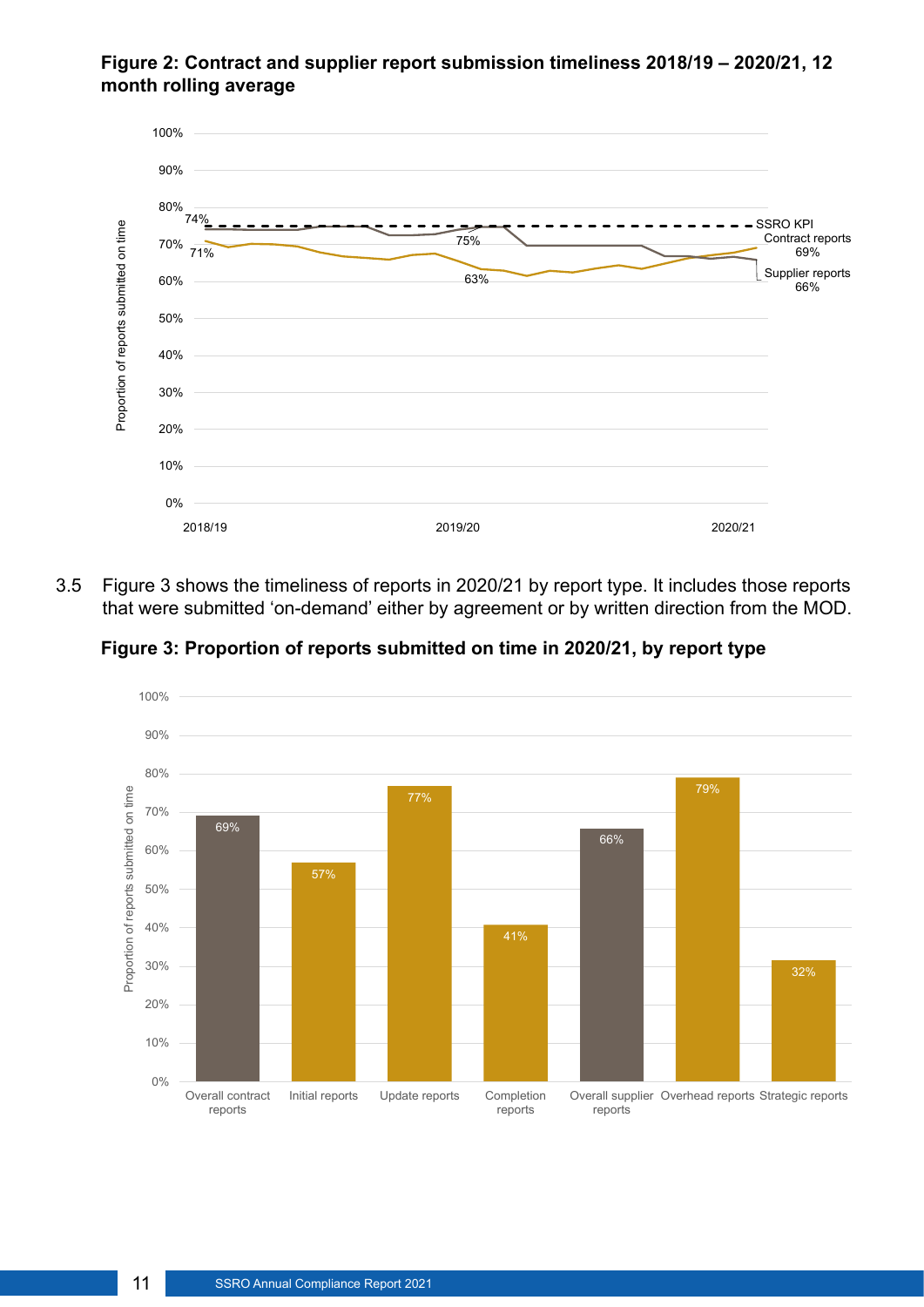**Figure 2: Contract and supplier report submission timeliness 2018/19 – 2020/21, 12 month rolling average**

3.5 Figure 3 shows the timeliness of reports in 2020/21 by report type. It includes those reports that were submitted 'on-demand' either by agreement or by written direction from the MOD.

**Figure 3: Proportion of reports submitted on time in 2020/21, by report type**

| Report type | Proportion of reports submitted on time |
|---|---|
| Overall contract reports | 69% |
| Initial reports | 57% |
| Update reports | 77% |
| Completion reports | 41% |
| Overall supplier reports | 66% |
| Overhead reports | 79% |
| Strategic reports | 32% |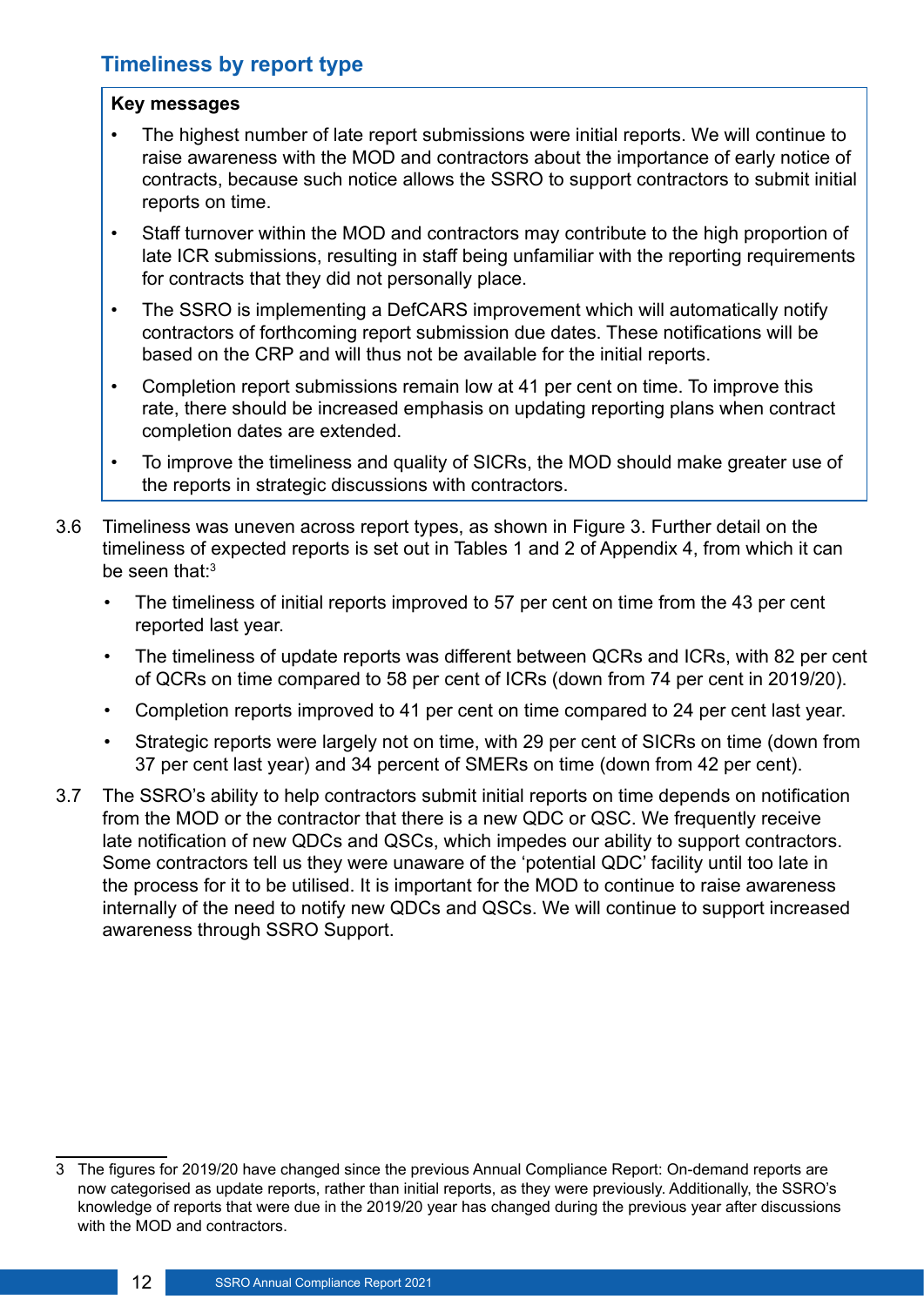## Timeliness by report type

**Key messages**

- The highest number of late report submissions were initial reports. We will continue to raise awareness with the MOD and contractors about the importance of early notice of contracts, because such notice allows the SSRO to support contractors to submit initial reports on time.
- Staff turnover within the MOD and contractors may contribute to the high proportion of late ICR submissions, resulting in staff being unfamiliar with the reporting requirements for contracts that they did not personally place.
- The SSRO is implementing a DefCARS improvement which will automatically notify contractors of forthcoming report submission due dates. These notifications will be based on the CRP and will thus not be available for the initial reports.
- Completion report submissions remain low at 41 per cent on time. To improve this rate, there should be increased emphasis on updating reporting plans when contract completion dates are extended.
- To improve the timeliness and quality of SICRs, the MOD should make greater use of the reports in strategic discussions with contractors.

3.6 Timeliness was uneven across report types, as shown in Figure 3. Further detail on the timeliness of expected reports is set out in Tables 1 and 2 of Appendix 4, from which it can be seen that:[3]

- The timeliness of initial reports improved to 57 per cent on time from the 43 per cent reported last year.
- The timeliness of update reports was different between QCRs and ICRs, with 82 per cent of QCRs on time compared to 58 per cent of ICRs (down from 74 per cent in 2019/20).
- Completion reports improved to 41 per cent on time compared to 24 per cent last year.
- Strategic reports were largely not on time, with 29 per cent of SICRs on time (down from 37 per cent last year) and 34 percent of SMERs on time (down from 42 per cent).

3.7 The SSRO's ability to help contractors submit initial reports on time depends on notification from the MOD or the contractor that there is a new QDC or QSC. We frequently receive late notification of new QDCs and QSCs, which impedes our ability to support contractors. Some contractors tell us they were unaware of the 'potential QDC' facility until too late in the process for it to be utilised. It is important for the MOD to continue to raise awareness internally of the need to notify new QDCs and QSCs. We will continue to support increased awareness through SSRO Support.

---

3 The figures for 2019/20 have changed since the previous Annual Compliance Report: On-demand reports are now categorised as update reports, rather than initial reports, as they were previously. Additionally, the SSRO's knowledge of reports that were due in the 2019/20 year has changed during the previous year after discussions with the MOD and contractors.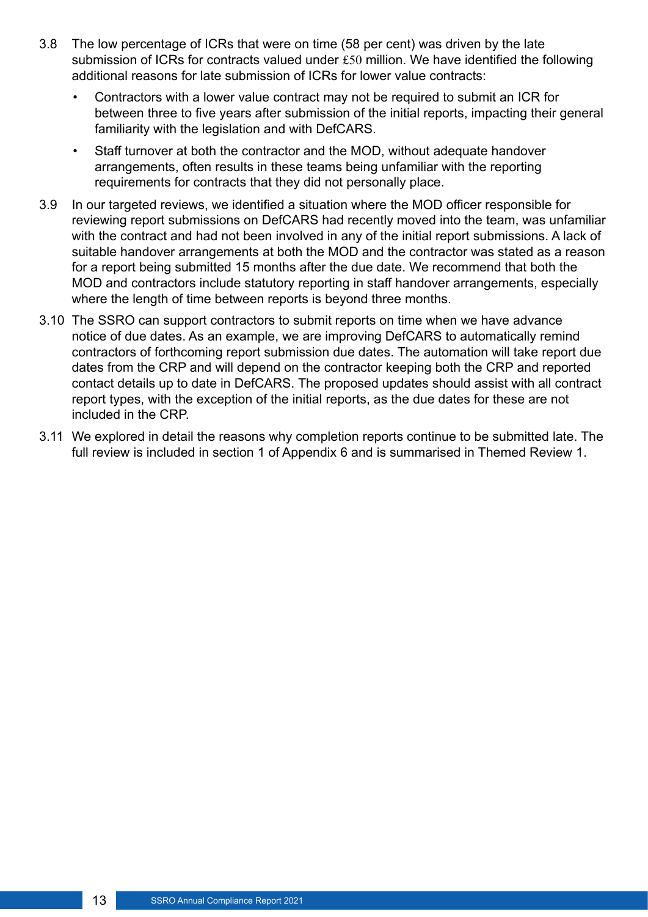3.8 The low percentage of ICRs that were on time (58 per cent) was driven by the late submission of ICRs for contracts valued under £50 million. We have identified the following additional reasons for late submission of ICRs for lower value contracts:

- Contractors with a lower value contract may not be required to submit an ICR for between three to five years after submission of the initial reports, impacting their general familiarity with the legislation and with DefCARS.
- Staff turnover at both the contractor and the MOD, without adequate handover arrangements, often results in these teams being unfamiliar with the reporting requirements for contracts that they did not personally place.

3.9 In our targeted reviews, we identified a situation where the MOD officer responsible for reviewing report submissions on DefCARS had recently moved into the team, was unfamiliar with the contract and had not been involved in any of the initial report submissions. A lack of suitable handover arrangements at both the MOD and the contractor was stated as a reason for a report being submitted 15 months after the due date. We recommend that both the MOD and contractors include statutory reporting in staff handover arrangements, especially where the length of time between reports is beyond three months.

3.10 The SSRO can support contractors to submit reports on time when we have advance notice of due dates. As an example, we are improving DefCARS to automatically remind contractors of forthcoming report submission due dates. The automation will take report due dates from the CRP and will depend on the contractor keeping both the CRP and reported contact details up to date in DefCARS. The proposed updates should assist with all contract report types, with the exception of the initial reports, as the due dates for these are not included in the CRP.

3.11 We explored in detail the reasons why completion reports continue to be submitted late. The full review is included in section 1 of Appendix 6 and is summarised in Themed Review 1.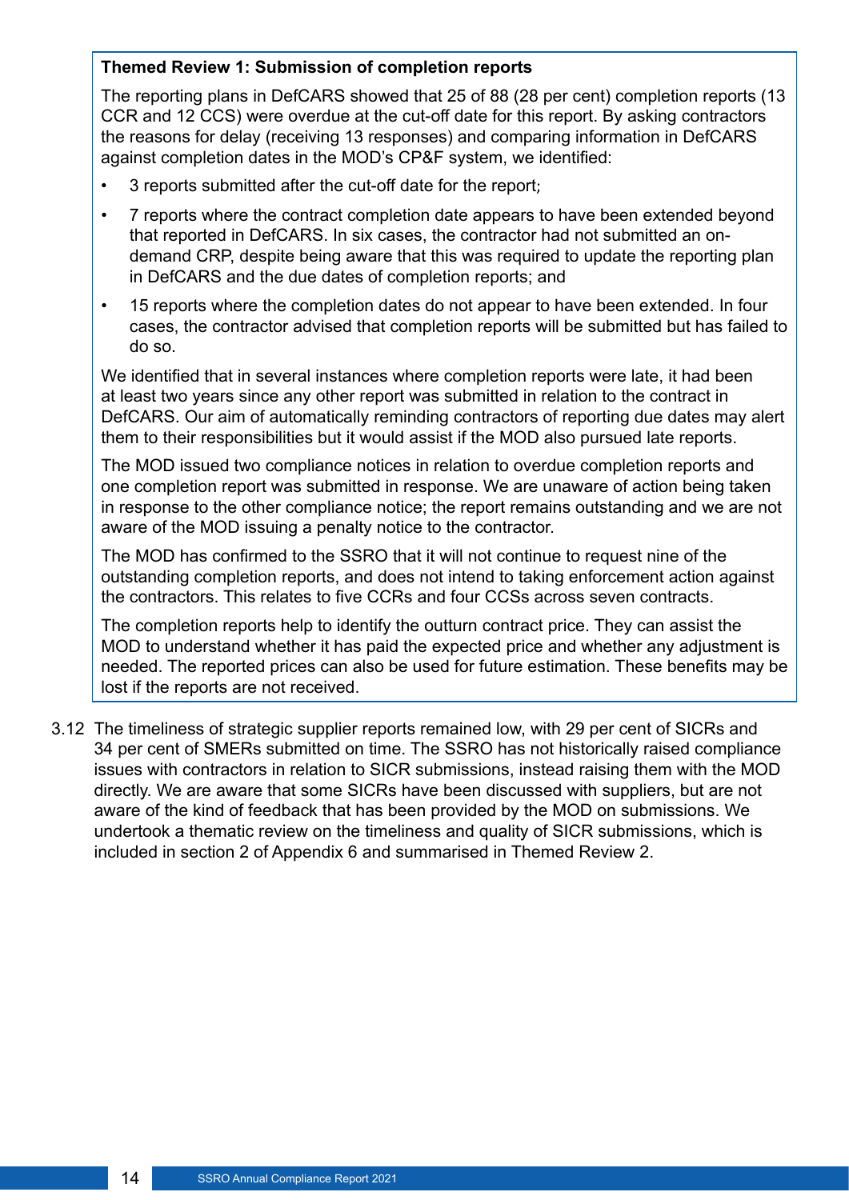**Themed Review 1: Submission of completion reports**

The reporting plans in DefCARS showed that 25 of 88 (28 per cent) completion reports (13 CCR and 12 CCS) were overdue at the cut-off date for this report. By asking contractors the reasons for delay (receiving 13 responses) and comparing information in DefCARS against completion dates in the MOD's CP&F system, we identified:

- 3 reports submitted after the cut-off date for the report;
- 7 reports where the contract completion date appears to have been extended beyond that reported in DefCARS. In six cases, the contractor had not submitted an on-demand CRP, despite being aware that this was required to update the reporting plan in DefCARS and the due dates of completion reports; and
- 15 reports where the completion dates do not appear to have been extended. In four cases, the contractor advised that completion reports will be submitted but has failed to do so.

We identified that in several instances where completion reports were late, it had been at least two years since any other report was submitted in relation to the contract in DefCARS. Our aim of automatically reminding contractors of reporting due dates may alert them to their responsibilities but it would assist if the MOD also pursued late reports.

The MOD issued two compliance notices in relation to overdue completion reports and one completion report was submitted in response. We are unaware of action being taken in response to the other compliance notice; the report remains outstanding and we are not aware of the MOD issuing a penalty notice to the contractor.

The MOD has confirmed to the SSRO that it will not continue to request nine of the outstanding completion reports, and does not intend to taking enforcement action against the contractors. This relates to five CCRs and four CCSs across seven contracts.

The completion reports help to identify the outturn contract price. They can assist the MOD to understand whether it has paid the expected price and whether any adjustment is needed. The reported prices can also be used for future estimation. These benefits may be lost if the reports are not received.

3.12 The timeliness of strategic supplier reports remained low, with 29 per cent of SICRs and 34 per cent of SMERs submitted on time. The SSRO has not historically raised compliance issues with contractors in relation to SICR submissions, instead raising them with the MOD directly. We are aware that some SICRs have been discussed with suppliers, but are not aware of the kind of feedback that has been provided by the MOD on submissions. We undertook a thematic review on the timeliness and quality of SICR submissions, which is included in section 2 of Appendix 6 and summarised in Themed Review 2.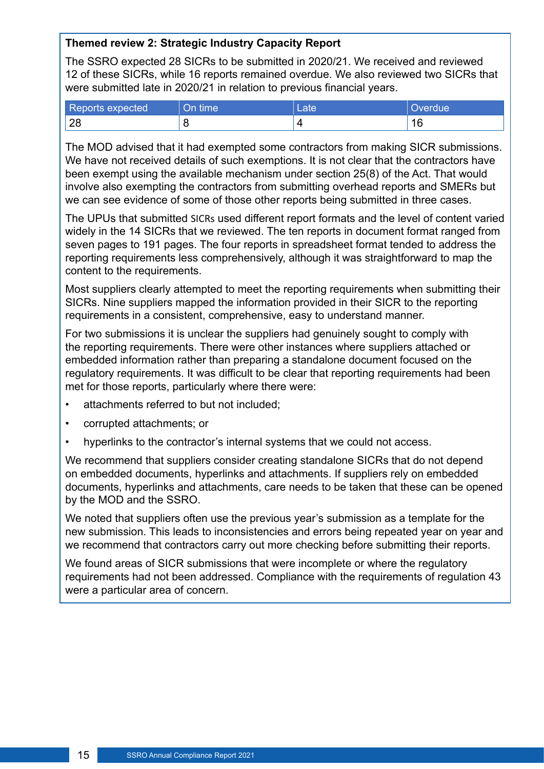**Themed review 2: Strategic Industry Capacity Report**

The SSRO expected 28 SICRs to be submitted in 2020/21. We received and reviewed 12 of these SICRs, while 16 reports remained overdue. We also reviewed two SICRs that were submitted late in 2020/21 in relation to previous financial years.

| Reports expected | On time | Late | Overdue |
|---|---|---|---|
| 28 | 8 | 4 | 16 |

The MOD advised that it had exempted some contractors from making SICR submissions. We have not received details of such exemptions. It is not clear that the contractors have been exempt using the available mechanism under section 25(8) of the Act. That would involve also exempting the contractors from submitting overhead reports and SMERs but we can see evidence of some of those other reports being submitted in three cases.

The UPUs that submitted SICRs used different report formats and the level of content varied widely in the 14 SICRs that we reviewed. The ten reports in document format ranged from seven pages to 191 pages. The four reports in spreadsheet format tended to address the reporting requirements less comprehensively, although it was straightforward to map the content to the requirements.

Most suppliers clearly attempted to meet the reporting requirements when submitting their SICRs. Nine suppliers mapped the information provided in their SICR to the reporting requirements in a consistent, comprehensive, easy to understand manner.

For two submissions it is unclear the suppliers had genuinely sought to comply with the reporting requirements. There were other instances where suppliers attached or embedded information rather than preparing a standalone document focused on the regulatory requirements. It was difficult to be clear that reporting requirements had been met for those reports, particularly where there were:

- attachments referred to but not included;
- corrupted attachments; or
- hyperlinks to the contractor's internal systems that we could not access.

We recommend that suppliers consider creating standalone SICRs that do not depend on embedded documents, hyperlinks and attachments. If suppliers rely on embedded documents, hyperlinks and attachments, care needs to be taken that these can be opened by the MOD and the SSRO.

We noted that suppliers often use the previous year's submission as a template for the new submission. This leads to inconsistencies and errors being repeated year on year and we recommend that contractors carry out more checking before submitting their reports.

We found areas of SICR submissions that were incomplete or where the regulatory requirements had not been addressed. Compliance with the requirements of regulation 43 were a particular area of concern.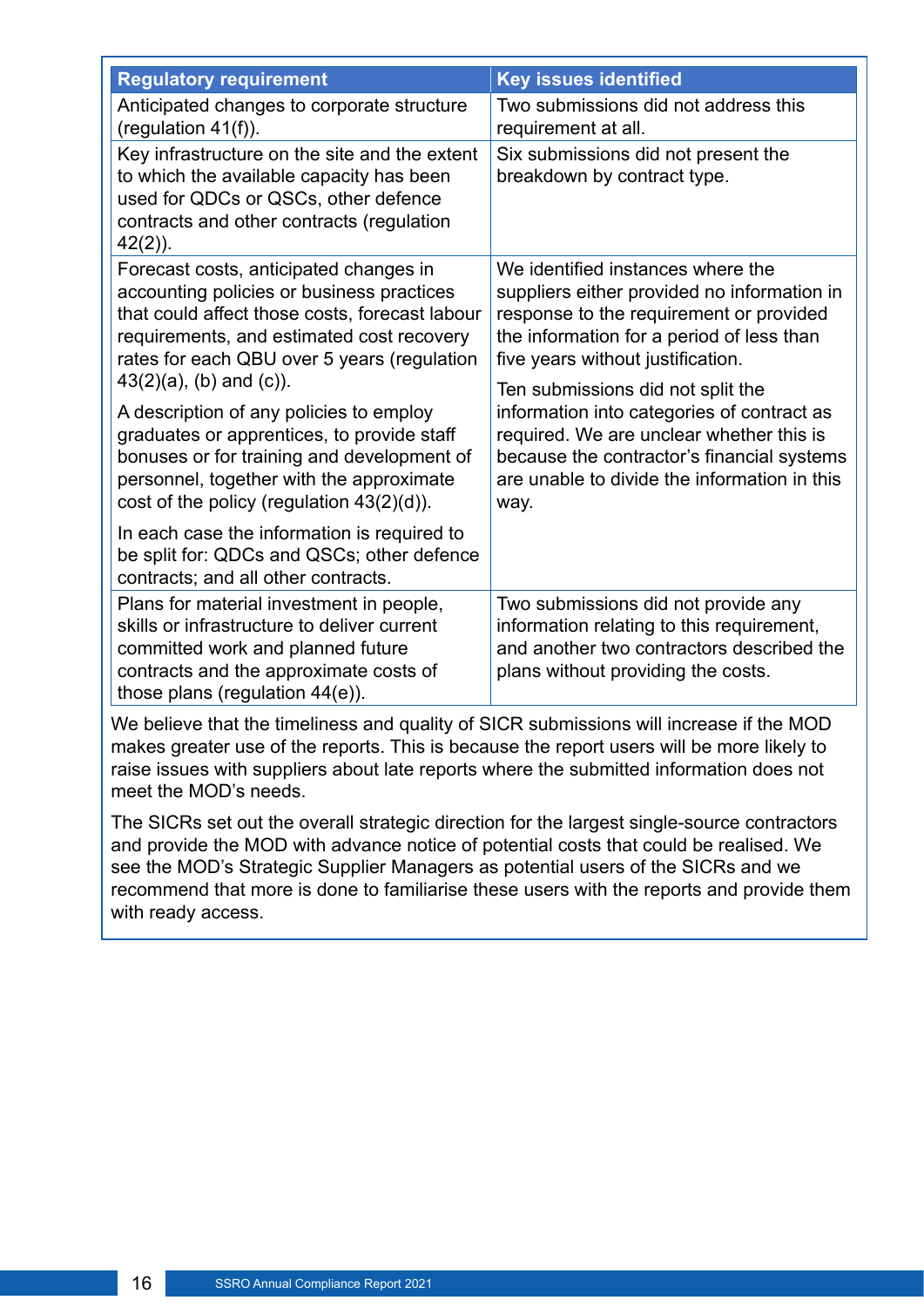| Regulatory requirement | Key issues identified |
|---|---|
| Anticipated changes to corporate structure (regulation 41(f)). | Two submissions did not address this requirement at all. |
| Key infrastructure on the site and the extent to which the available capacity has been used for QDCs or QSCs, other defence contracts and other contracts (regulation 42(2)). | Six submissions did not present the breakdown by contract type. |
| Forecast costs, anticipated changes in accounting policies or business practices that could affect those costs, forecast labour requirements, and estimated cost recovery rates for each QBU over 5 years (regulation 43(2)(a), (b) and (c)).<br><br>A description of any policies to employ graduates or apprentices, to provide staff bonuses or for training and development of personnel, together with the approximate cost of the policy (regulation 43(2)(d)).<br><br>In each case the information is required to be split for: QDCs and QSCs; other defence contracts; and all other contracts. | We identified instances where the suppliers either provided no information in response to the requirement or provided the information for a period of less than five years without justification.<br><br>Ten submissions did not split the information into categories of contract as required. We are unclear whether this is because the contractor's financial systems are unable to divide the information in this way. |
| Plans for material investment in people, skills or infrastructure to deliver current committed work and planned future contracts and the approximate costs of those plans (regulation 44(e)). | Two submissions did not provide any information relating to this requirement, and another two contractors described the plans without providing the costs. |

We believe that the timeliness and quality of SICR submissions will increase if the MOD makes greater use of the reports. This is because the report users will be more likely to raise issues with suppliers about late reports where the submitted information does not meet the MOD's needs.

The SICRs set out the overall strategic direction for the largest single-source contractors and provide the MOD with advance notice of potential costs that could be realised. We see the MOD's Strategic Supplier Managers as potential users of the SICRs and we recommend that more is done to familiarise these users with the reports and provide them with ready access.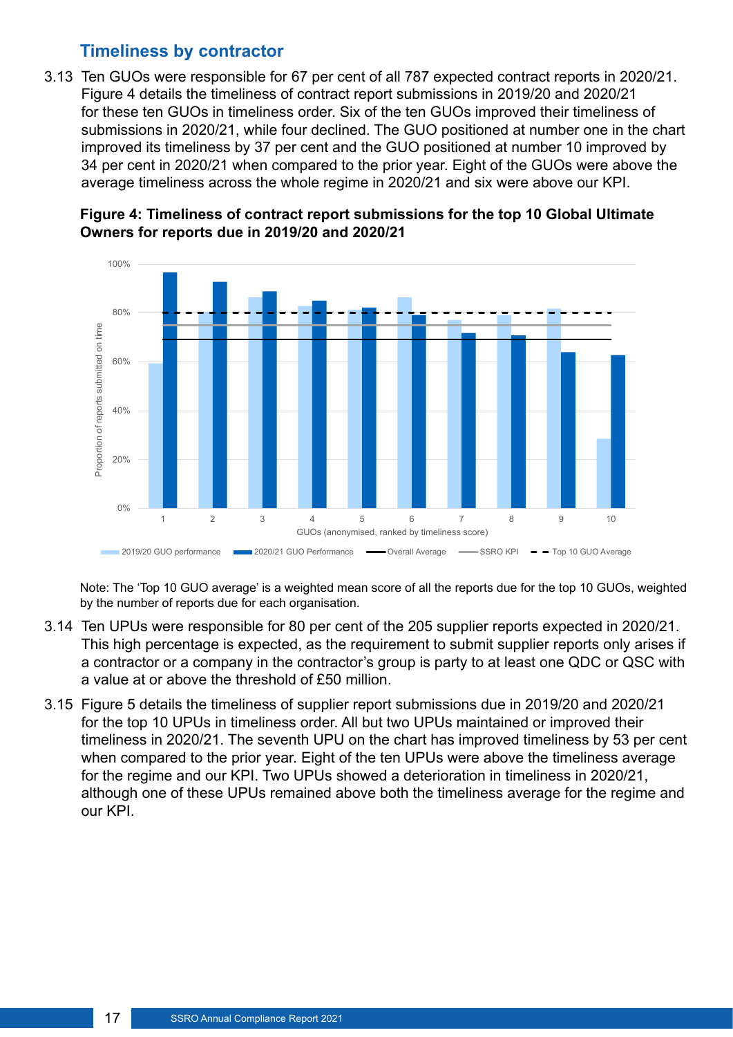## Timeliness by contractor

3.13 Ten GUOs were responsible for 67 per cent of all 787 expected contract reports in 2020/21. Figure 4 details the timeliness of contract report submissions in 2019/20 and 2020/21 for these ten GUOs in timeliness order. Six of the ten GUOs improved their timeliness of submissions in 2020/21, while four declined. The GUO positioned at number one in the chart improved its timeliness by 37 per cent and the GUO positioned at number 10 improved by 34 per cent in 2020/21 when compared to the prior year. Eight of the GUOs were above the average timeliness across the whole regime in 2020/21 and six were above our KPI.

**Figure 4: Timeliness of contract report submissions for the top 10 Global Ultimate Owners for reports due in 2019/20 and 2020/21**

Note: The 'Top 10 GUO average' is a weighted mean score of all the reports due for the top 10 GUOs, weighted by the number of reports due for each organisation.

3.14 Ten UPUs were responsible for 80 per cent of the 205 supplier reports expected in 2020/21. This high percentage is expected, as the requirement to submit supplier reports only arises if a contractor or a company in the contractor's group is party to at least one QDC or QSC with a value at or above the threshold of £50 million.

3.15 Figure 5 details the timeliness of supplier report submissions due in 2019/20 and 2020/21 for the top 10 UPUs in timeliness order. All but two UPUs maintained or improved their timeliness in 2020/21. The seventh UPU on the chart has improved timeliness by 53 per cent when compared to the prior year. Eight of the ten UPUs were above the timeliness average for the regime and our KPI. Two UPUs showed a deterioration in timeliness in 2020/21, although one of these UPUs remained above both the timeliness average for the regime and our KPI.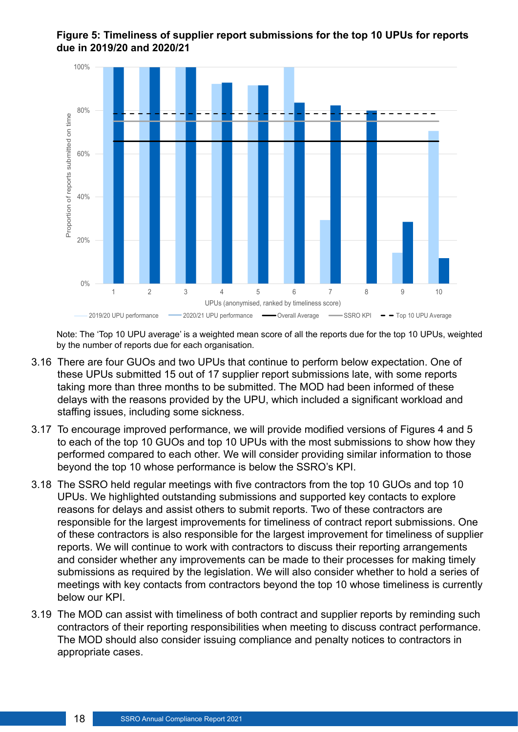**Figure 5: Timeliness of supplier report submissions for the top 10 UPUs for reports due in 2019/20 and 2020/21**

Note: The 'Top 10 UPU average' is a weighted mean score of all the reports due for the top 10 UPUs, weighted by the number of reports due for each organisation.

3.16 There are four GUOs and two UPUs that continue to perform below expectation. One of these UPUs submitted 15 out of 17 supplier report submissions late, with some reports taking more than three months to be submitted. The MOD had been informed of these delays with the reasons provided by the UPU, which included a significant workload and staffing issues, including some sickness.

3.17 To encourage improved performance, we will provide modified versions of Figures 4 and 5 to each of the top 10 GUOs and top 10 UPUs with the most submissions to show how they performed compared to each other. We will consider providing similar information to those beyond the top 10 whose performance is below the SSRO's KPI.

3.18 The SSRO held regular meetings with five contractors from the top 10 GUOs and top 10 UPUs. We highlighted outstanding submissions and supported key contacts to explore reasons for delays and assist others to submit reports. Two of these contractors are responsible for the largest improvements for timeliness of contract report submissions. One of these contractors is also responsible for the largest improvement for timeliness of supplier reports. We will continue to work with contractors to discuss their reporting arrangements and consider whether any improvements can be made to their processes for making timely submissions as required by the legislation. We will also consider whether to hold a series of meetings with key contacts from contractors beyond the top 10 whose timeliness is currently below our KPI.

3.19 The MOD can assist with timeliness of both contract and supplier reports by reminding such contractors of their reporting responsibilities when meeting to discuss contract performance. The MOD should also consider issuing compliance and penalty notices to contractors in appropriate cases.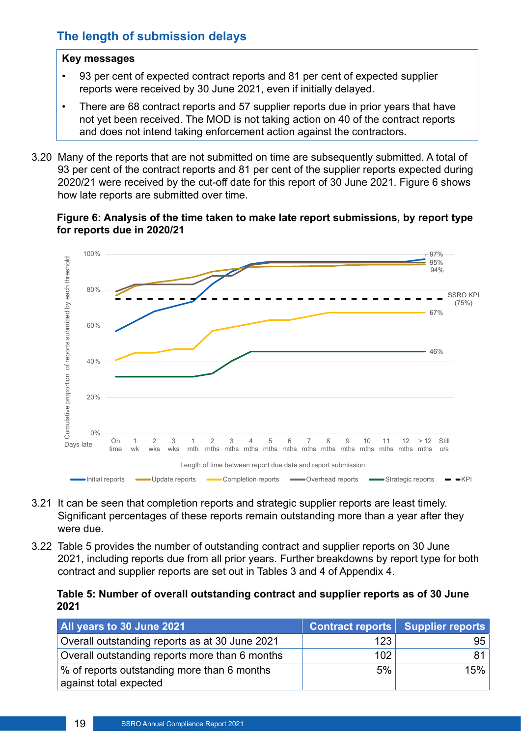## The length of submission delays

**Key messages**

- 93 per cent of expected contract reports and 81 per cent of expected supplier reports were received by 30 June 2021, even if initially delayed.
- There are 68 contract reports and 57 supplier reports due in prior years that have not yet been received. The MOD is not taking action on 40 of the contract reports and does not intend taking enforcement action against the contractors.

3.20 Many of the reports that are not submitted on time are subsequently submitted. A total of 93 per cent of the contract reports and 81 per cent of the supplier reports expected during 2020/21 were received by the cut-off date for this report of 30 June 2021. Figure 6 shows how late reports are submitted over time.

**Figure 6: Analysis of the time taken to make late report submissions, by report type for reports due in 2020/21**

3.21 It can be seen that completion reports and strategic supplier reports are least timely. Significant percentages of these reports remain outstanding more than a year after they were due.

3.22 Table 5 provides the number of outstanding contract and supplier reports on 30 June 2021, including reports due from all prior years. Further breakdowns by report type for both contract and supplier reports are set out in Tables 3 and 4 of Appendix 4.

**Table 5: Number of overall outstanding contract and supplier reports as of 30 June 2021**

| All years to 30 June 2021 | Contract reports | Supplier reports |
|---|---|---|
| Overall outstanding reports as at 30 June 2021 | 123 | 95 |
| Overall outstanding reports more than 6 months | 102 | 81 |
| % of reports outstanding more than 6 months against total expected | 5% | 15% |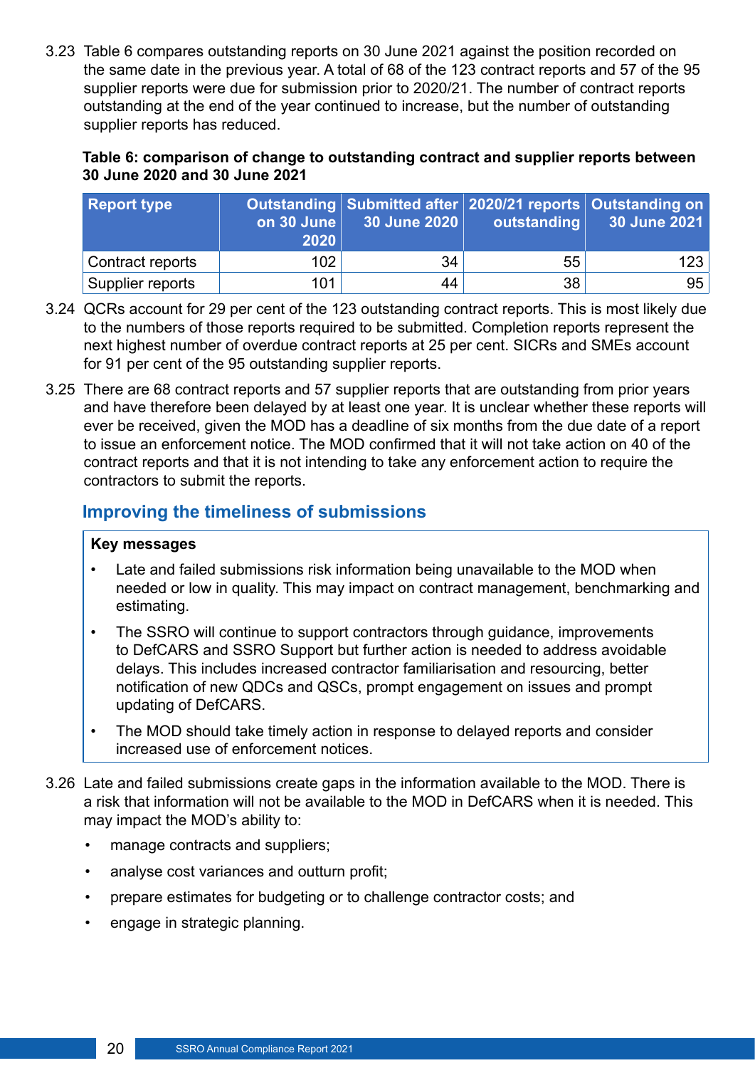3.23 Table 6 compares outstanding reports on 30 June 2021 against the position recorded on the same date in the previous year. A total of 68 of the 123 contract reports and 57 of the 95 supplier reports were due for submission prior to 2020/21. The number of contract reports outstanding at the end of the year continued to increase, but the number of outstanding supplier reports has reduced.

**Table 6: comparison of change to outstanding contract and supplier reports between 30 June 2020 and 30 June 2021**

| Report type | Outstanding on 30 June 2020 | Submitted after 30 June 2020 | 2020/21 reports outstanding | Outstanding on 30 June 2021 |
|---|---|---|---|---|
| Contract reports | 102 | 34 | 55 | 123 |
| Supplier reports | 101 | 44 | 38 | 95 |

3.24 QCRs account for 29 per cent of the 123 outstanding contract reports. This is most likely due to the numbers of those reports required to be submitted. Completion reports represent the next highest number of overdue contract reports at 25 per cent. SICRs and SMEs account for 91 per cent of the 95 outstanding supplier reports.

3.25 There are 68 contract reports and 57 supplier reports that are outstanding from prior years and have therefore been delayed by at least one year. It is unclear whether these reports will ever be received, given the MOD has a deadline of six months from the due date of a report to issue an enforcement notice. The MOD confirmed that it will not take action on 40 of the contract reports and that it is not intending to take any enforcement action to require the contractors to submit the reports.

## Improving the timeliness of submissions

**Key messages**

- Late and failed submissions risk information being unavailable to the MOD when needed or low in quality. This may impact on contract management, benchmarking and estimating.
- The SSRO will continue to support contractors through guidance, improvements to DefCARS and SSRO Support but further action is needed to address avoidable delays. This includes increased contractor familiarisation and resourcing, better notification of new QDCs and QSCs, prompt engagement on issues and prompt updating of DefCARS.
- The MOD should take timely action in response to delayed reports and consider increased use of enforcement notices.

3.26 Late and failed submissions create gaps in the information available to the MOD. There is a risk that information will not be available to the MOD in DefCARS when it is needed. This may impact the MOD's ability to:

- manage contracts and suppliers;
- analyse cost variances and outturn profit;
- prepare estimates for budgeting or to challenge contractor costs; and
- engage in strategic planning.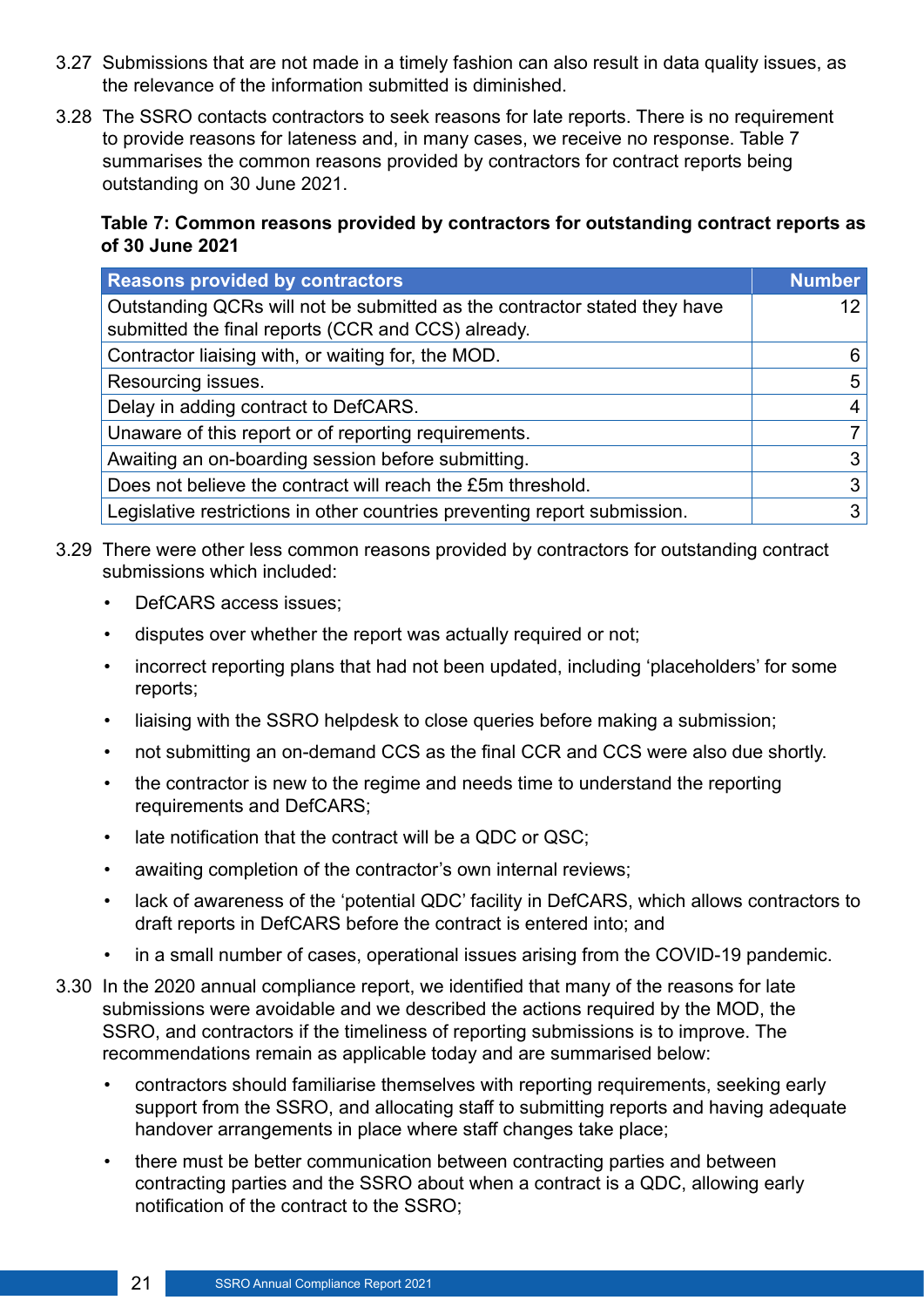3.27 Submissions that are not made in a timely fashion can also result in data quality issues, as the relevance of the information submitted is diminished.

3.28 The SSRO contacts contractors to seek reasons for late reports. There is no requirement to provide reasons for lateness and, in many cases, we receive no response. Table 7 summarises the common reasons provided by contractors for contract reports being outstanding on 30 June 2021.

**Table 7: Common reasons provided by contractors for outstanding contract reports as of 30 June 2021**

| Reasons provided by contractors | Number |
|---|---|
| Outstanding QCRs will not be submitted as the contractor stated they have submitted the final reports (CCR and CCS) already. | 12 |
| Contractor liaising with, or waiting for, the MOD. | 6 |
| Resourcing issues. | 5 |
| Delay in adding contract to DefCARS. | 4 |
| Unaware of this report or of reporting requirements. | 7 |
| Awaiting an on-boarding session before submitting. | 3 |
| Does not believe the contract will reach the £5m threshold. | 3 |
| Legislative restrictions in other countries preventing report submission. | 3 |

3.29 There were other less common reasons provided by contractors for outstanding contract submissions which included:

- DefCARS access issues;
- disputes over whether the report was actually required or not;
- incorrect reporting plans that had not been updated, including 'placeholders' for some reports;
- liaising with the SSRO helpdesk to close queries before making a submission;
- not submitting an on-demand CCS as the final CCR and CCS were also due shortly.
- the contractor is new to the regime and needs time to understand the reporting requirements and DefCARS;
- late notification that the contract will be a QDC or QSC;
- awaiting completion of the contractor's own internal reviews;
- lack of awareness of the 'potential QDC' facility in DefCARS, which allows contractors to draft reports in DefCARS before the contract is entered into; and
- in a small number of cases, operational issues arising from the COVID-19 pandemic.

3.30 In the 2020 annual compliance report, we identified that many of the reasons for late submissions were avoidable and we described the actions required by the MOD, the SSRO, and contractors if the timeliness of reporting submissions is to improve. The recommendations remain as applicable today and are summarised below:

- contractors should familiarise themselves with reporting requirements, seeking early support from the SSRO, and allocating staff to submitting reports and having adequate handover arrangements in place where staff changes take place;
- there must be better communication between contracting parties and between contracting parties and the SSRO about when a contract is a QDC, allowing early notification of the contract to the SSRO;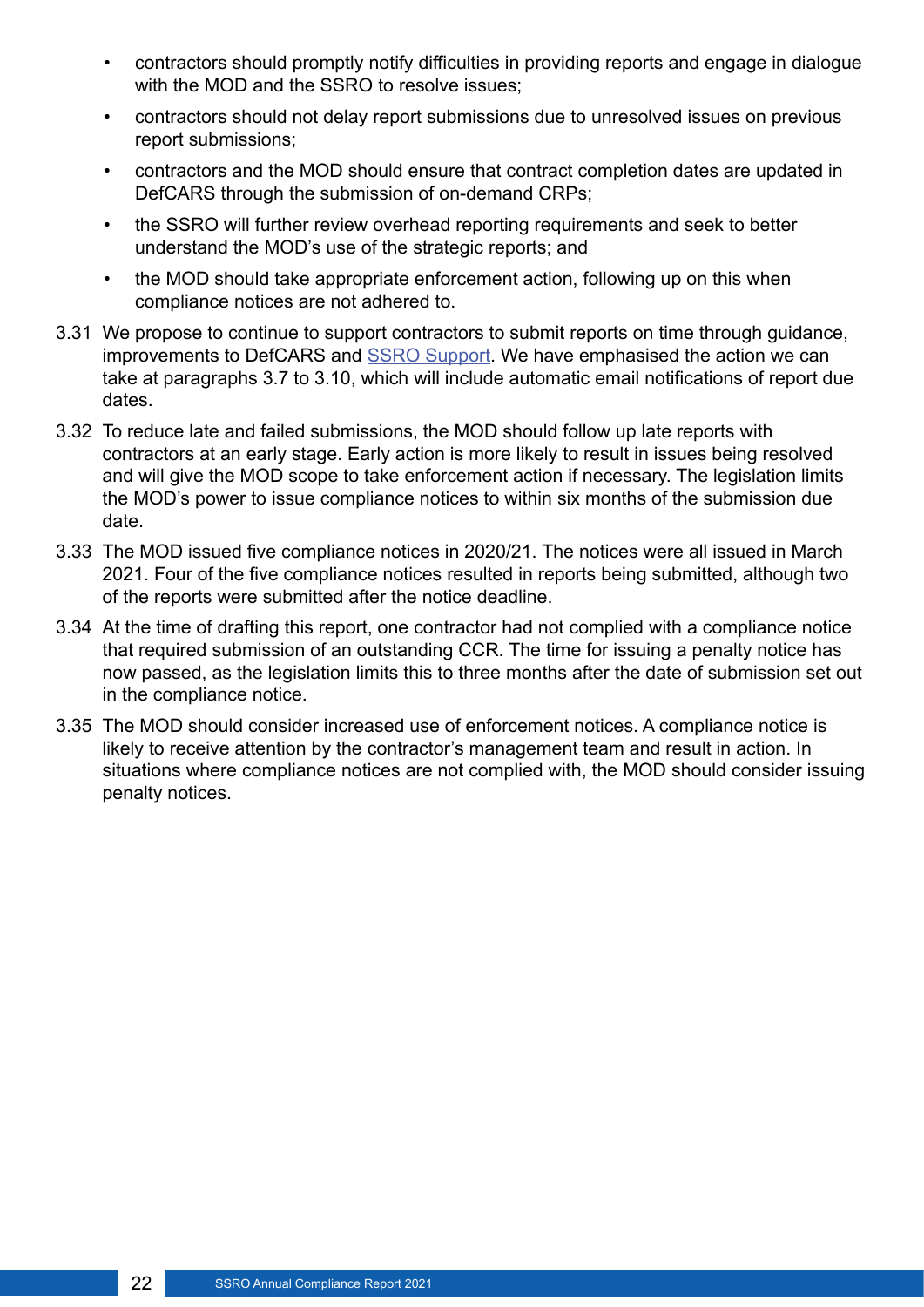- contractors should promptly notify difficulties in providing reports and engage in dialogue with the MOD and the SSRO to resolve issues;
- contractors should not delay report submissions due to unresolved issues on previous report submissions;
- contractors and the MOD should ensure that contract completion dates are updated in DefCARS through the submission of on-demand CRPs;
- the SSRO will further review overhead reporting requirements and seek to better understand the MOD's use of the strategic reports; and
- the MOD should take appropriate enforcement action, following up on this when compliance notices are not adhered to.

3.31 We propose to continue to support contractors to submit reports on time through guidance, improvements to DefCARS and [SSRO Support](). We have emphasised the action we can take at paragraphs 3.7 to 3.10, which will include automatic email notifications of report due dates.

3.32 To reduce late and failed submissions, the MOD should follow up late reports with contractors at an early stage. Early action is more likely to result in issues being resolved and will give the MOD scope to take enforcement action if necessary. The legislation limits the MOD's power to issue compliance notices to within six months of the submission due date.

3.33 The MOD issued five compliance notices in 2020/21. The notices were all issued in March 2021. Four of the five compliance notices resulted in reports being submitted, although two of the reports were submitted after the notice deadline.

3.34 At the time of drafting this report, one contractor had not complied with a compliance notice that required submission of an outstanding CCR. The time for issuing a penalty notice has now passed, as the legislation limits this to three months after the date of submission set out in the compliance notice.

3.35 The MOD should consider increased use of enforcement notices. A compliance notice is likely to receive attention by the contractor's management team and result in action. In situations where compliance notices are not complied with, the MOD should consider issuing penalty notices.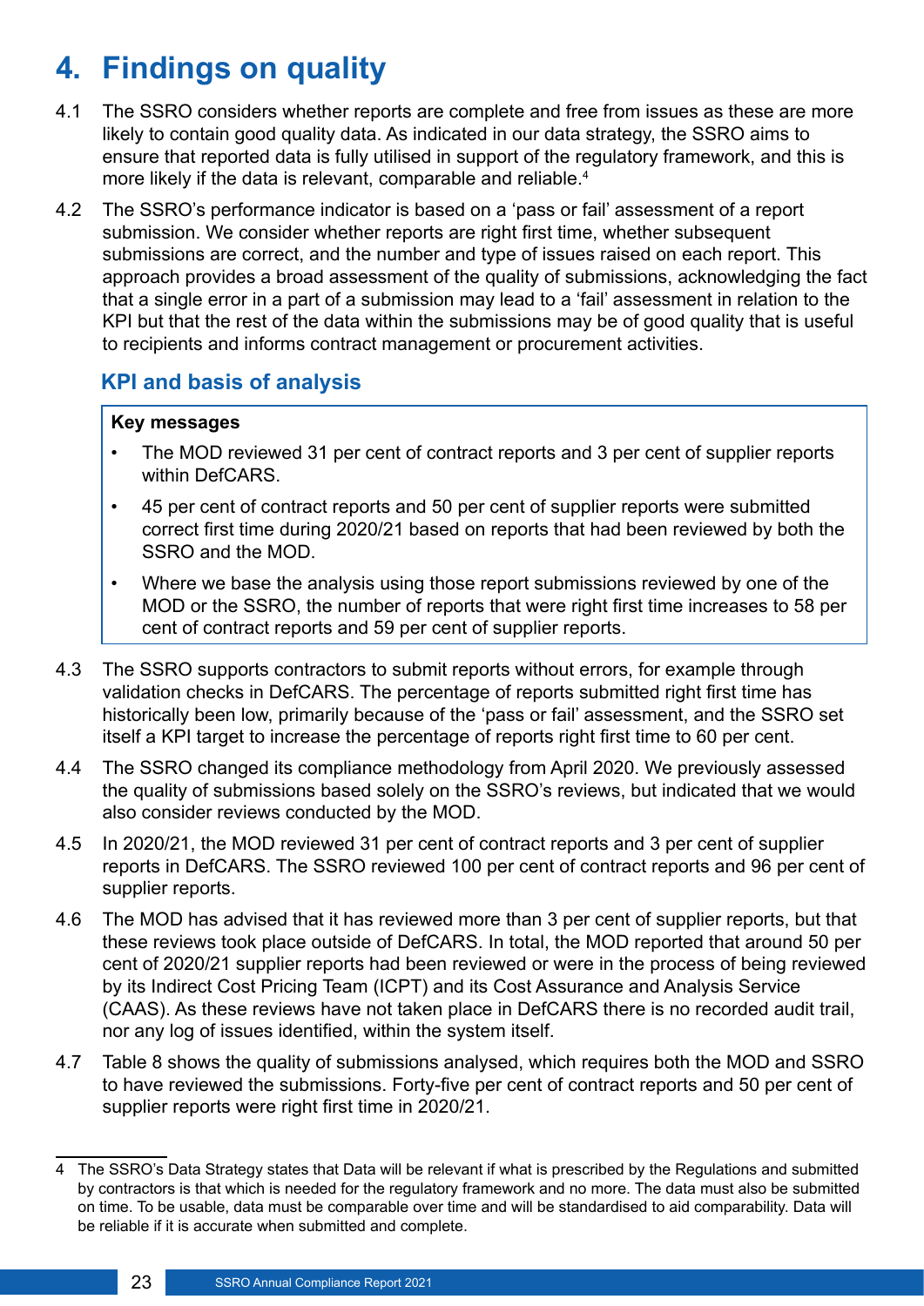# 4. Findings on quality

4.1 The SSRO considers whether reports are complete and free from issues as these are more likely to contain good quality data. As indicated in our data strategy, the SSRO aims to ensure that reported data is fully utilised in support of the regulatory framework, and this is more likely if the data is relevant, comparable and reliable.[4]

4.2 The SSRO's performance indicator is based on a 'pass or fail' assessment of a report submission. We consider whether reports are right first time, whether subsequent submissions are correct, and the number and type of issues raised on each report. This approach provides a broad assessment of the quality of submissions, acknowledging the fact that a single error in a part of a submission may lead to a 'fail' assessment in relation to the KPI but that the rest of the data within the submissions may be of good quality that is useful to recipients and informs contract management or procurement activities.

## KPI and basis of analysis

**Key messages**

- The MOD reviewed 31 per cent of contract reports and 3 per cent of supplier reports within DefCARS.
- 45 per cent of contract reports and 50 per cent of supplier reports were submitted correct first time during 2020/21 based on reports that had been reviewed by both the SSRO and the MOD.
- Where we base the analysis using those report submissions reviewed by one of the MOD or the SSRO, the number of reports that were right first time increases to 58 per cent of contract reports and 59 per cent of supplier reports.

4.3 The SSRO supports contractors to submit reports without errors, for example through validation checks in DefCARS. The percentage of reports submitted right first time has historically been low, primarily because of the 'pass or fail' assessment, and the SSRO set itself a KPI target to increase the percentage of reports right first time to 60 per cent.

4.4 The SSRO changed its compliance methodology from April 2020. We previously assessed the quality of submissions based solely on the SSRO's reviews, but indicated that we would also consider reviews conducted by the MOD.

4.5 In 2020/21, the MOD reviewed 31 per cent of contract reports and 3 per cent of supplier reports in DefCARS. The SSRO reviewed 100 per cent of contract reports and 96 per cent of supplier reports.

4.6 The MOD has advised that it has reviewed more than 3 per cent of supplier reports, but that these reviews took place outside of DefCARS. In total, the MOD reported that around 50 per cent of 2020/21 supplier reports had been reviewed or were in the process of being reviewed by its Indirect Cost Pricing Team (ICPT) and its Cost Assurance and Analysis Service (CAAS). As these reviews have not taken place in DefCARS there is no recorded audit trail, nor any log of issues identified, within the system itself.

4.7 Table 8 shows the quality of submissions analysed, which requires both the MOD and SSRO to have reviewed the submissions. Forty-five per cent of contract reports and 50 per cent of supplier reports were right first time in 2020/21.

---

4 The SSRO's Data Strategy states that Data will be relevant if what is prescribed by the Regulations and submitted by contractors is that which is needed for the regulatory framework and no more. The data must also be submitted on time. To be usable, data must be comparable over time and will be standardised to aid comparability. Data will be reliable if it is accurate when submitted and complete.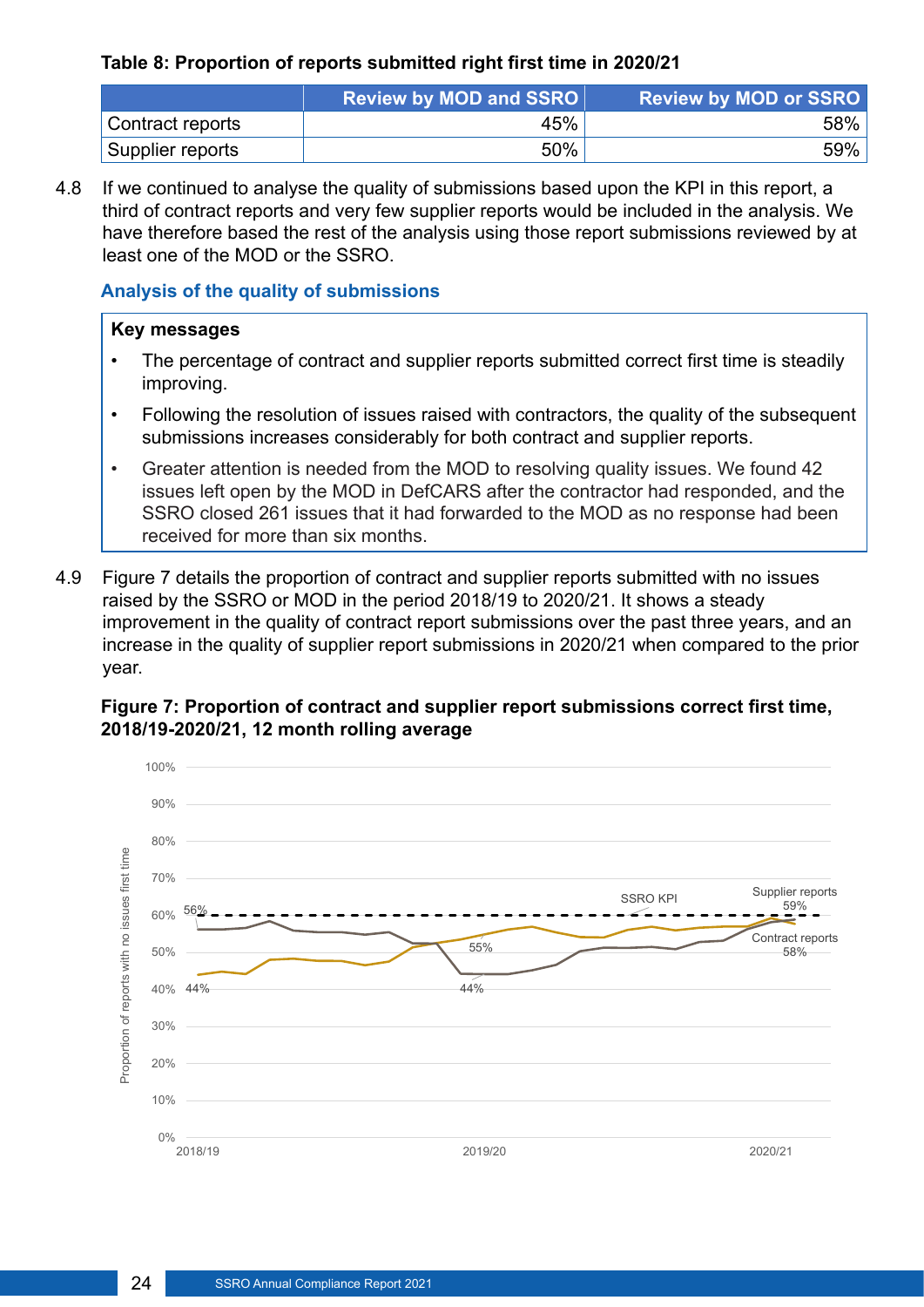**Table 8: Proportion of reports submitted right first time in 2020/21**

| | Review by MOD and SSRO | Review by MOD or SSRO |
|---|---|---|
| Contract reports | 45% | 58% |
| Supplier reports | 50% | 59% |

4.8 If we continued to analyse the quality of submissions based upon the KPI in this report, a third of contract reports and very few supplier reports would be included in the analysis. We have therefore based the rest of the analysis using those report submissions reviewed by at least one of the MOD or the SSRO.

### Analysis of the quality of submissions

**Key messages**

- The percentage of contract and supplier reports submitted correct first time is steadily improving.
- Following the resolution of issues raised with contractors, the quality of the subsequent submissions increases considerably for both contract and supplier reports.
- Greater attention is needed from the MOD to resolving quality issues. We found 42 issues left open by the MOD in DefCARS after the contractor had responded, and the SSRO closed 261 issues that it had forwarded to the MOD as no response had been received for more than six months.

4.9 Figure 7 details the proportion of contract and supplier reports submitted with no issues raised by the SSRO or MOD in the period 2018/19 to 2020/21. It shows a steady improvement in the quality of contract report submissions over the past three years, and an increase in the quality of supplier report submissions in 2020/21 when compared to the prior year.

**Figure 7: Proportion of contract and supplier report submissions correct first time, 2018/19-2020/21, 12 month rolling average**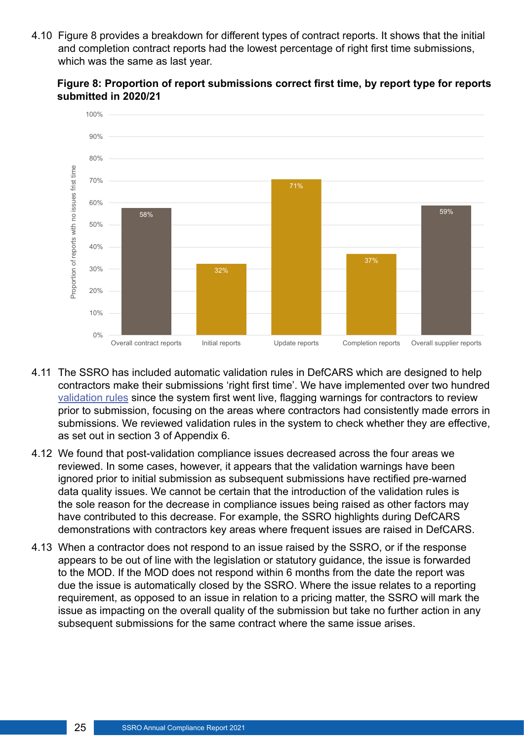4.10 Figure 8 provides a breakdown for different types of contract reports. It shows that the initial and completion contract reports had the lowest percentage of right first time submissions, which was the same as last year.

**Figure 8: Proportion of report submissions correct first time, by report type for reports submitted in 2020/21**

| Report type | Proportion of reports with no issues first time |
|---|---|
| Overall contract reports | 58% |
| Initial reports | 32% |
| Update reports | 71% |
| Completion reports | 37% |
| Overall supplier reports | 59% |

4.11 The SSRO has included automatic validation rules in DefCARS which are designed to help contractors make their submissions 'right first time'. We have implemented over two hundred validation rules since the system first went live, flagging warnings for contractors to review prior to submission, focusing on the areas where contractors had consistently made errors in submissions. We reviewed validation rules in the system to check whether they are effective, as set out in section 3 of Appendix 6.

4.12 We found that post-validation compliance issues decreased across the four areas we reviewed. In some cases, however, it appears that the validation warnings have been ignored prior to initial submission as subsequent submissions have rectified pre-warned data quality issues. We cannot be certain that the introduction of the validation rules is the sole reason for the decrease in compliance issues being raised as other factors may have contributed to this decrease. For example, the SSRO highlights during DefCARS demonstrations with contractors key areas where frequent issues are raised in DefCARS.

4.13 When a contractor does not respond to an issue raised by the SSRO, or if the response appears to be out of line with the legislation or statutory guidance, the issue is forwarded to the MOD. If the MOD does not respond within 6 months from the date the report was due the issue is automatically closed by the SSRO. Where the issue relates to a reporting requirement, as opposed to an issue in relation to a pricing matter, the SSRO will mark the issue as impacting on the overall quality of the submission but take no further action in any subsequent submissions for the same contract where the same issue arises.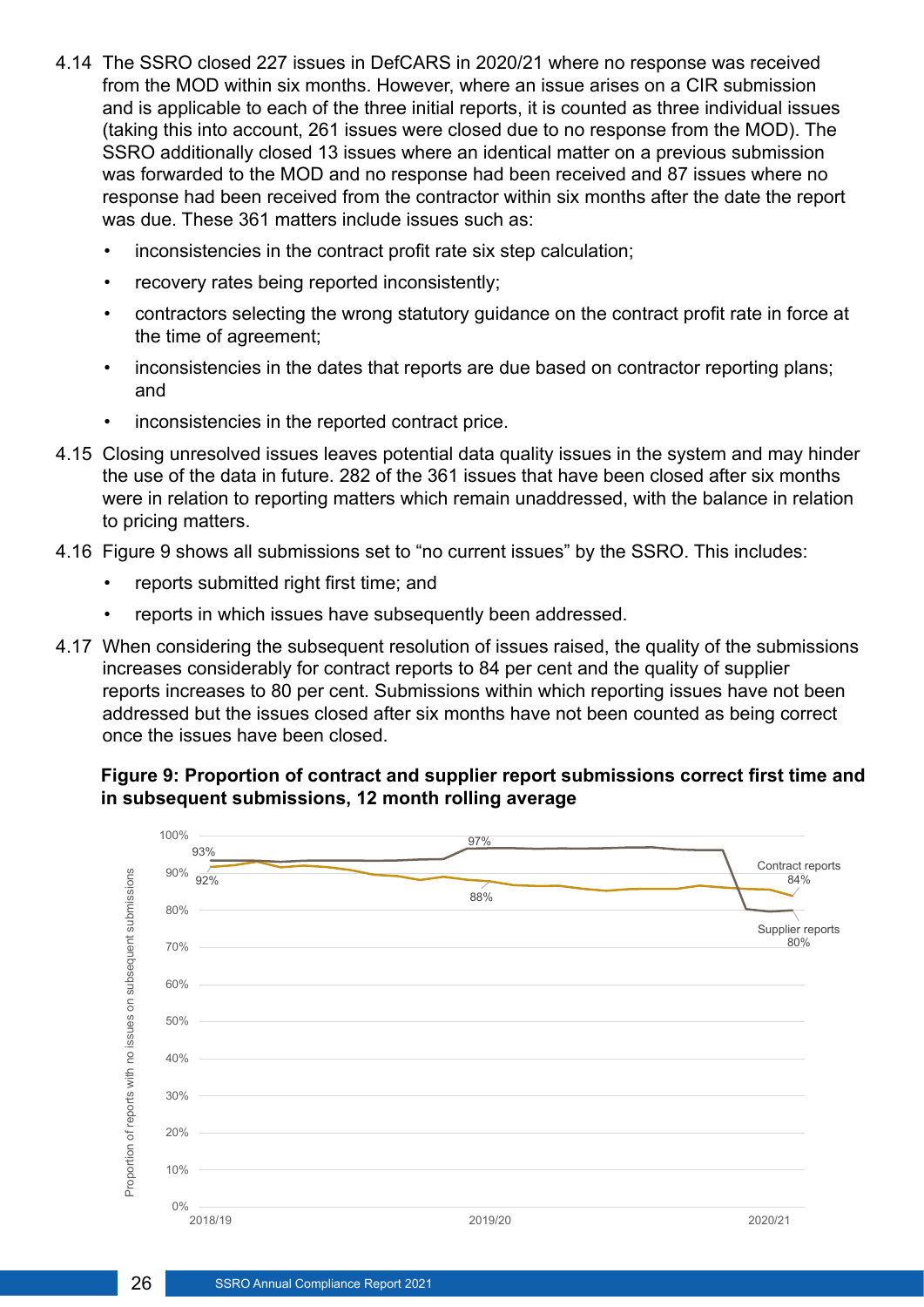4.14 The SSRO closed 227 issues in DefCARS in 2020/21 where no response was received from the MOD within six months. However, where an issue arises on a CIR submission and is applicable to each of the three initial reports, it is counted as three individual issues (taking this into account, 261 issues were closed due to no response from the MOD). The SSRO additionally closed 13 issues where an identical matter on a previous submission was forwarded to the MOD and no response had been received and 87 issues where no response had been received from the contractor within six months after the date the report was due. These 361 matters include issues such as:

- inconsistencies in the contract profit rate six step calculation;
- recovery rates being reported inconsistently;
- contractors selecting the wrong statutory guidance on the contract profit rate in force at the time of agreement;
- inconsistencies in the dates that reports are due based on contractor reporting plans; and
- inconsistencies in the reported contract price.

4.15 Closing unresolved issues leaves potential data quality issues in the system and may hinder the use of the data in future. 282 of the 361 issues that have been closed after six months were in relation to reporting matters which remain unaddressed, with the balance in relation to pricing matters.

4.16 Figure 9 shows all submissions set to "no current issues" by the SSRO. This includes:

- reports submitted right first time; and
- reports in which issues have subsequently been addressed.

4.17 When considering the subsequent resolution of issues raised, the quality of the submissions increases considerably for contract reports to 84 per cent and the quality of supplier reports increases to 80 per cent. Submissions within which reporting issues have not been addressed but the issues closed after six months have not been counted as being correct once the issues have been closed.

**Figure 9: Proportion of contract and supplier report submissions correct first time and in subsequent submissions, 12 month rolling average**

| Series | 2018/19 | 2019/20 | 2020/21 |
|---|---|---|---|
| Contract reports | 92% | 88% | 84% |
| Supplier reports | 93% | 97% | 80% |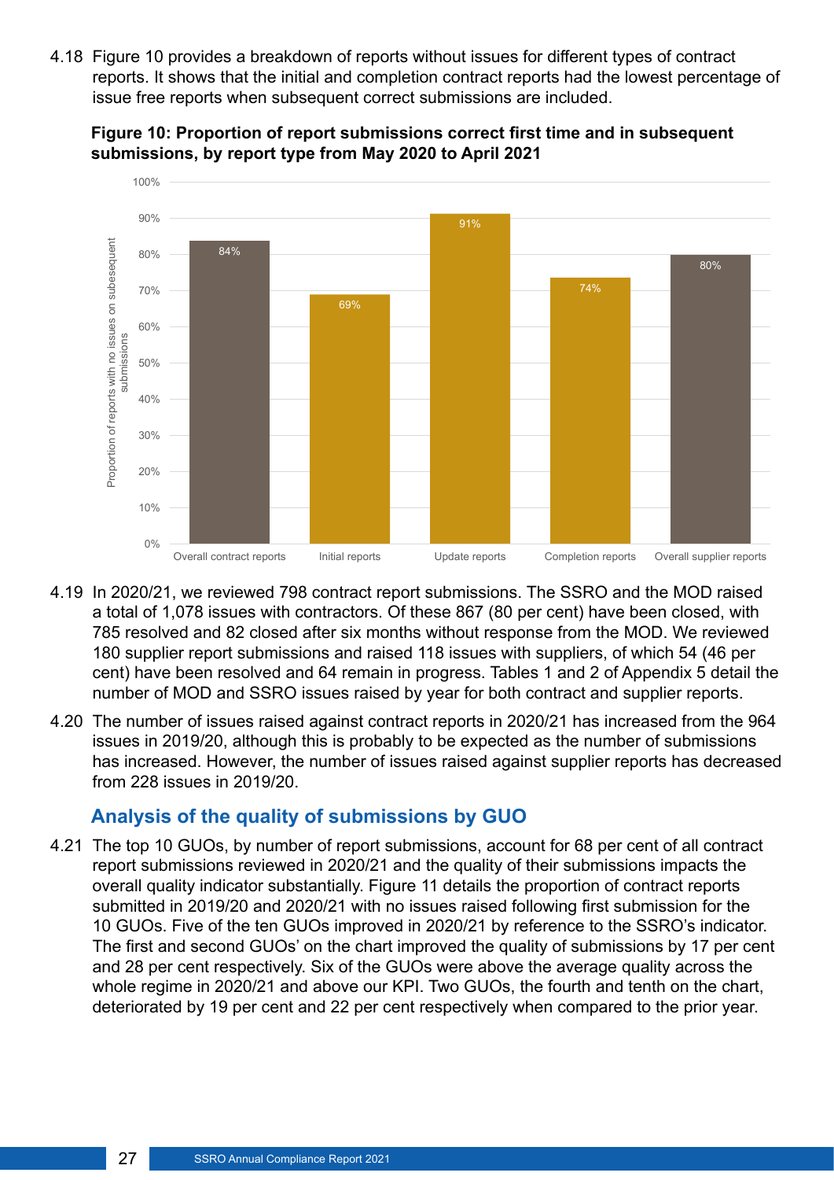4.18 Figure 10 provides a breakdown of reports without issues for different types of contract reports. It shows that the initial and completion contract reports had the lowest percentage of issue free reports when subsequent correct submissions are included.

**Figure 10: Proportion of report submissions correct first time and in subsequent submissions, by report type from May 2020 to April 2021**

| Report type | Proportion of reports with no issues on subesequent submissions |
|---|---|
| Overall contract reports | 84% |
| Initial reports | 69% |
| Update reports | 91% |
| Completion reports | 74% |
| Overall supplier reports | 80% |

4.19 In 2020/21, we reviewed 798 contract report submissions. The SSRO and the MOD raised a total of 1,078 issues with contractors. Of these 867 (80 per cent) have been closed, with 785 resolved and 82 closed after six months without response from the MOD. We reviewed 180 supplier report submissions and raised 118 issues with suppliers, of which 54 (46 per cent) have been resolved and 64 remain in progress. Tables 1 and 2 of Appendix 5 detail the number of MOD and SSRO issues raised by year for both contract and supplier reports.

4.20 The number of issues raised against contract reports in 2020/21 has increased from the 964 issues in 2019/20, although this is probably to be expected as the number of submissions has increased. However, the number of issues raised against supplier reports has decreased from 228 issues in 2019/20.

## Analysis of the quality of submissions by GUO

4.21 The top 10 GUOs, by number of report submissions, account for 68 per cent of all contract report submissions reviewed in 2020/21 and the quality of their submissions impacts the overall quality indicator substantially. Figure 11 details the proportion of contract reports submitted in 2019/20 and 2020/21 with no issues raised following first submission for the 10 GUOs. Five of the ten GUOs improved in 2020/21 by reference to the SSRO's indicator. The first and second GUOs' on the chart improved the quality of submissions by 17 per cent and 28 per cent respectively. Six of the GUOs were above the average quality across the whole regime in 2020/21 and above our KPI. Two GUOs, the fourth and tenth on the chart, deteriorated by 19 per cent and 22 per cent respectively when compared to the prior year.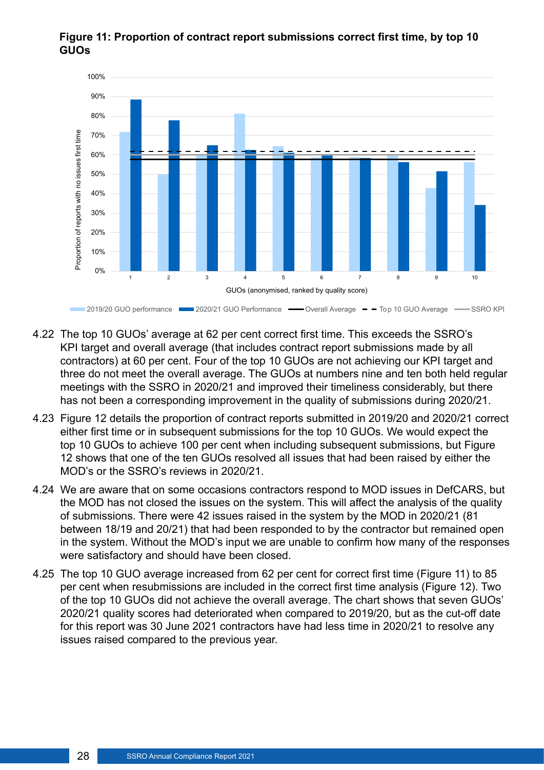**Figure 11: Proportion of contract report submissions correct first time, by top 10 GUOs**

4.22 The top 10 GUOs' average at 62 per cent correct first time. This exceeds the SSRO's KPI target and overall average (that includes contract report submissions made by all contractors) at 60 per cent. Four of the top 10 GUOs are not achieving our KPI target and three do not meet the overall average. The GUOs at numbers nine and ten both held regular meetings with the SSRO in 2020/21 and improved their timeliness considerably, but there has not been a corresponding improvement in the quality of submissions during 2020/21.

4.23 Figure 12 details the proportion of contract reports submitted in 2019/20 and 2020/21 correct either first time or in subsequent submissions for the top 10 GUOs. We would expect the top 10 GUOs to achieve 100 per cent when including subsequent submissions, but Figure 12 shows that one of the ten GUOs resolved all issues that had been raised by either the MOD's or the SSRO's reviews in 2020/21.

4.24 We are aware that on some occasions contractors respond to MOD issues in DefCARS, but the MOD has not closed the issues on the system. This will affect the analysis of the quality of submissions. There were 42 issues raised in the system by the MOD in 2020/21 (81 between 18/19 and 20/21) that had been responded to by the contractor but remained open in the system. Without the MOD's input we are unable to confirm how many of the responses were satisfactory and should have been closed.

4.25 The top 10 GUO average increased from 62 per cent for correct first time (Figure 11) to 85 per cent when resubmissions are included in the correct first time analysis (Figure 12). Two of the top 10 GUOs did not achieve the overall average. The chart shows that seven GUOs' 2020/21 quality scores had deteriorated when compared to 2019/20, but as the cut-off date for this report was 30 June 2021 contractors have had less time in 2020/21 to resolve any issues raised compared to the previous year.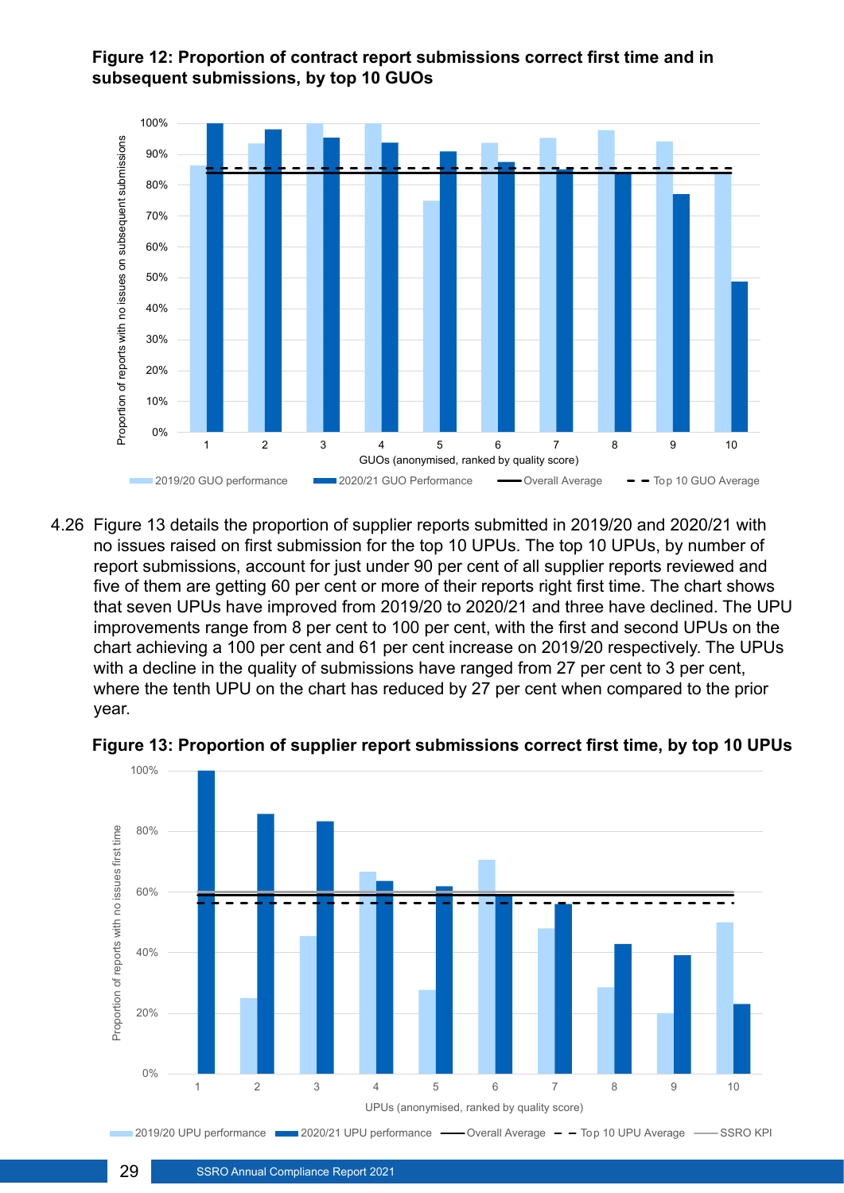**Figure 12: Proportion of contract report submissions correct first time and in subsequent submissions, by top 10 GUOs**

4.26 Figure 13 details the proportion of supplier reports submitted in 2019/20 and 2020/21 with no issues raised on first submission for the top 10 UPUs. The top 10 UPUs, by number of report submissions, account for just under 90 per cent of all supplier reports reviewed and five of them are getting 60 per cent or more of their reports right first time. The chart shows that seven UPUs have improved from 2019/20 to 2020/21 and three have declined. The UPU improvements range from 8 per cent to 100 per cent, with the first and second UPUs on the chart achieving a 100 per cent and 61 per cent increase on 2019/20 respectively. The UPUs with a decline in the quality of submissions have ranged from 27 per cent to 3 per cent, where the tenth UPU on the chart has reduced by 27 per cent when compared to the prior year.

**Figure 13: Proportion of supplier report submissions correct first time, by top 10 UPUs**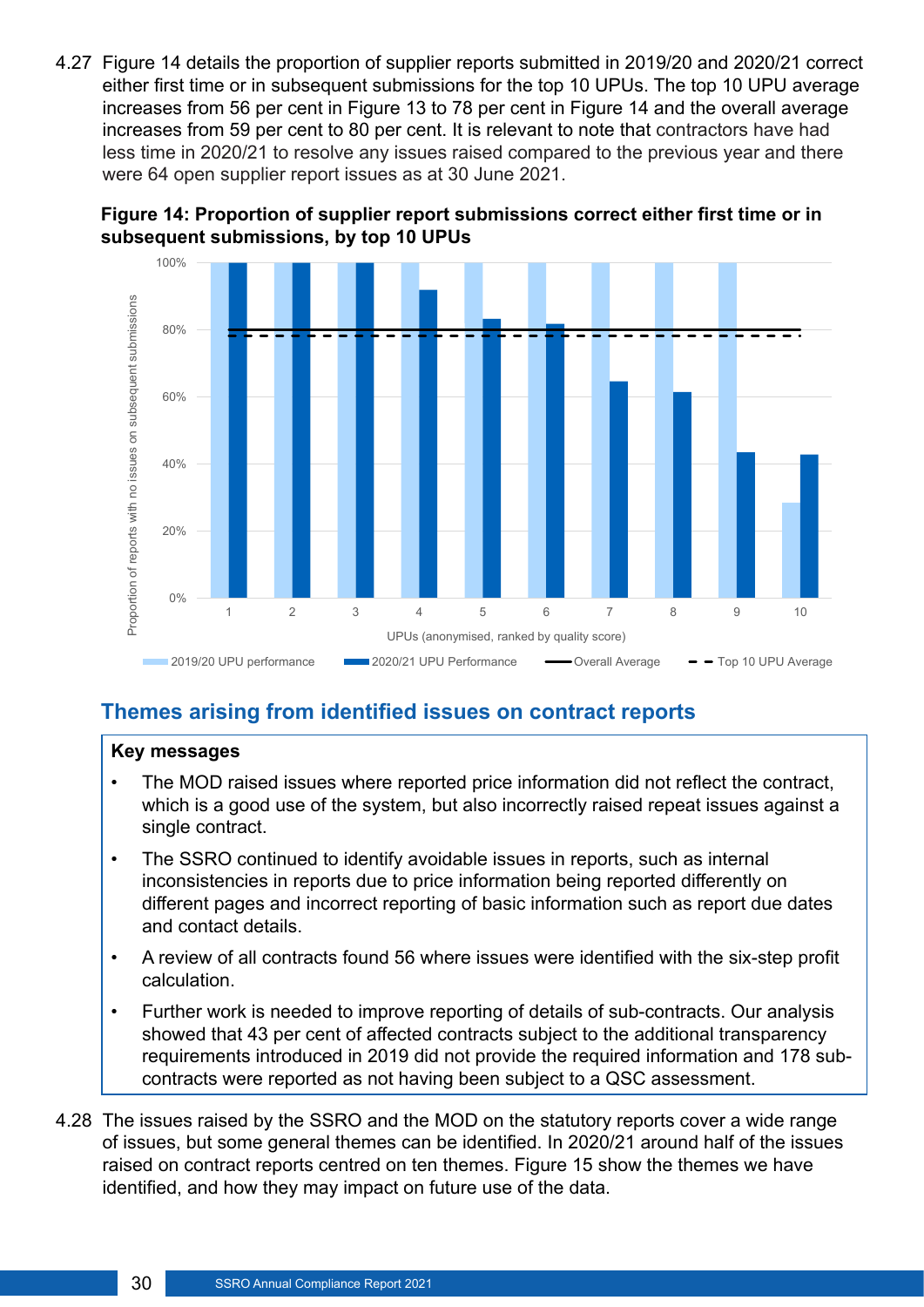4.27 Figure 14 details the proportion of supplier reports submitted in 2019/20 and 2020/21 correct either first time or in subsequent submissions for the top 10 UPUs. The top 10 UPU average increases from 56 per cent in Figure 13 to 78 per cent in Figure 14 and the overall average increases from 59 per cent to 80 per cent. It is relevant to note that contractors have had less time in 2020/21 to resolve any issues raised compared to the previous year and there were 64 open supplier report issues as at 30 June 2021.

**Figure 14: Proportion of supplier report submissions correct either first time or in subsequent submissions, by top 10 UPUs**

## Themes arising from identified issues on contract reports

**Key messages**

- The MOD raised issues where reported price information did not reflect the contract, which is a good use of the system, but also incorrectly raised repeat issues against a single contract.
- The SSRO continued to identify avoidable issues in reports, such as internal inconsistencies in reports due to price information being reported differently on different pages and incorrect reporting of basic information such as report due dates and contact details.
- A review of all contracts found 56 where issues were identified with the six-step profit calculation.
- Further work is needed to improve reporting of details of sub-contracts. Our analysis showed that 43 per cent of affected contracts subject to the additional transparency requirements introduced in 2019 did not provide the required information and 178 sub-contracts were reported as not having been subject to a QSC assessment.

4.28 The issues raised by the SSRO and the MOD on the statutory reports cover a wide range of issues, but some general themes can be identified. In 2020/21 around half of the issues raised on contract reports centred on ten themes. Figure 15 show the themes we have identified, and how they may impact on future use of the data.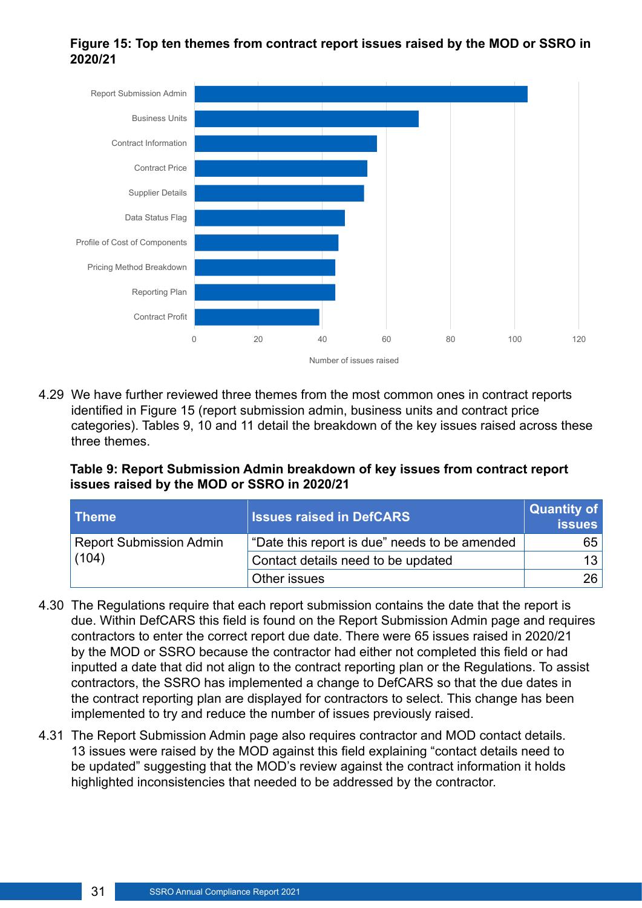**Figure 15: Top ten themes from contract report issues raised by the MOD or SSRO in 2020/21**

| Theme | Number of issues raised |
|---|---|
| Report Submission Admin | 104 |
| Business Units | 70 |
| Contract Information | 57 |
| Contract Price | 54 |
| Supplier Details | 53 |
| Data Status Flag | 47 |
| Profile of Cost of Components | 45 |
| Pricing Method Breakdown | 44 |
| Reporting Plan | 44 |
| Contract Profit | 39 |

4.29 We have further reviewed three themes from the most common ones in contract reports identified in Figure 15 (report submission admin, business units and contract price categories). Tables 9, 10 and 11 detail the breakdown of the key issues raised across these three themes.

**Table 9: Report Submission Admin breakdown of key issues from contract report issues raised by the MOD or SSRO in 2020/21**

| Theme | Issues raised in DefCARS | Quantity of issues |
|---|---|---|
| Report Submission Admin (104) | "Date this report is due" needs to be amended | 65 |
| | Contact details need to be updated | 13 |
| | Other issues | 26 |

4.30 The Regulations require that each report submission contains the date that the report is due. Within DefCARS this field is found on the Report Submission Admin page and requires contractors to enter the correct report due date. There were 65 issues raised in 2020/21 by the MOD or SSRO because the contractor had either not completed this field or had inputted a date that did not align to the contract reporting plan or the Regulations. To assist contractors, the SSRO has implemented a change to DefCARS so that the due dates in the contract reporting plan are displayed for contractors to select. This change has been implemented to try and reduce the number of issues previously raised.

4.31 The Report Submission Admin page also requires contractor and MOD contact details. 13 issues were raised by the MOD against this field explaining "contact details need to be updated" suggesting that the MOD's review against the contract information it holds highlighted inconsistencies that needed to be addressed by the contractor.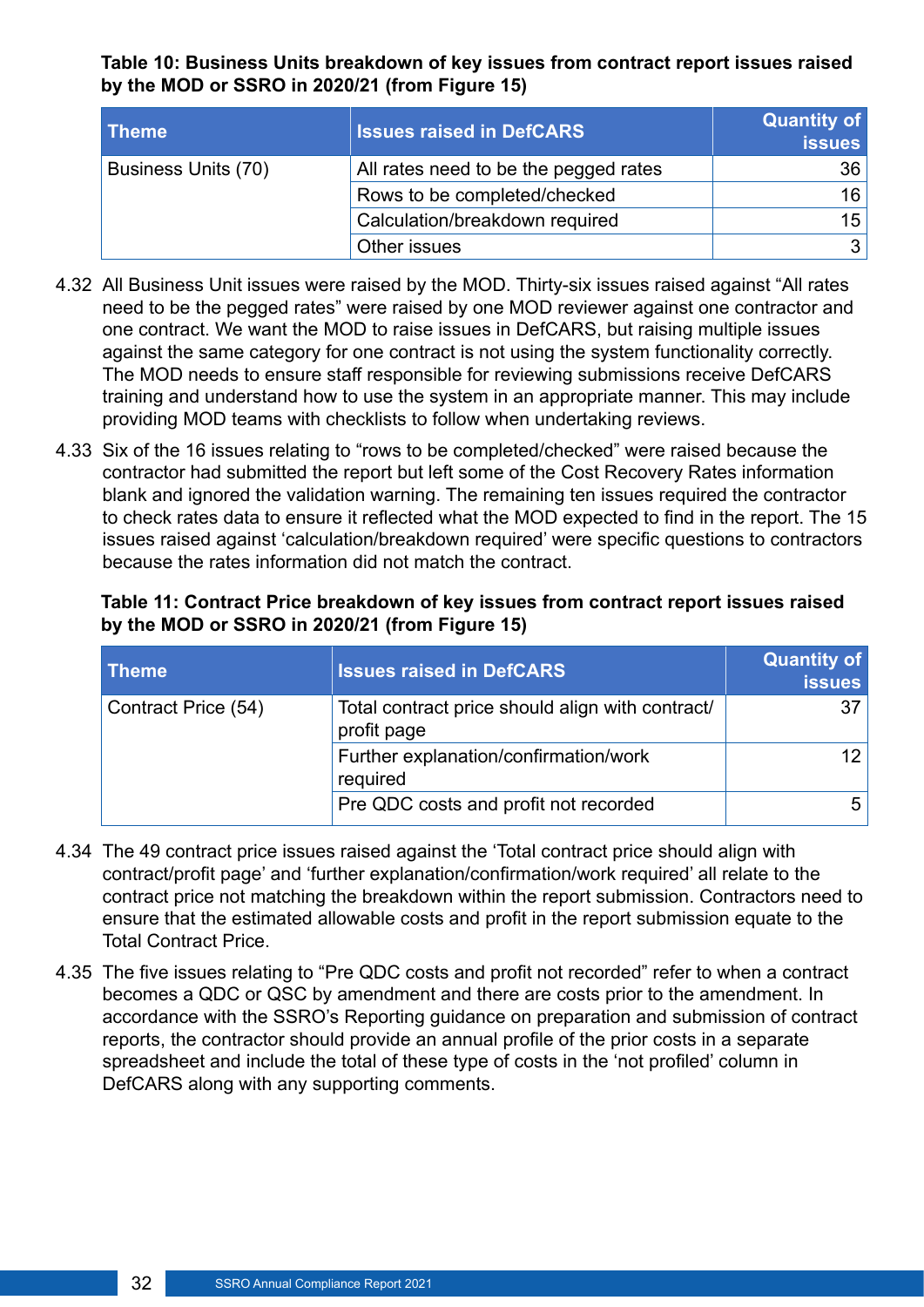**Table 10: Business Units breakdown of key issues from contract report issues raised by the MOD or SSRO in 2020/21 (from Figure 15)**

| Theme | Issues raised in DefCARS | Quantity of issues |
|---|---|---|
| Business Units (70) | All rates need to be the pegged rates | 36 |
| | Rows to be completed/checked | 16 |
| | Calculation/breakdown required | 15 |
| | Other issues | 3 |

4.32 All Business Unit issues were raised by the MOD. Thirty-six issues raised against "All rates need to be the pegged rates" were raised by one MOD reviewer against one contractor and one contract. We want the MOD to raise issues in DefCARS, but raising multiple issues against the same category for one contract is not using the system functionality correctly. The MOD needs to ensure staff responsible for reviewing submissions receive DefCARS training and understand how to use the system in an appropriate manner. This may include providing MOD teams with checklists to follow when undertaking reviews.

4.33 Six of the 16 issues relating to "rows to be completed/checked" were raised because the contractor had submitted the report but left some of the Cost Recovery Rates information blank and ignored the validation warning. The remaining ten issues required the contractor to check rates data to ensure it reflected what the MOD expected to find in the report. The 15 issues raised against 'calculation/breakdown required' were specific questions to contractors because the rates information did not match the contract.

**Table 11: Contract Price breakdown of key issues from contract report issues raised by the MOD or SSRO in 2020/21 (from Figure 15)**

| Theme | Issues raised in DefCARS | Quantity of issues |
|---|---|---|
| Contract Price (54) | Total contract price should align with contract/ profit page | 37 |
| | Further explanation/confirmation/work required | 12 |
| | Pre QDC costs and profit not recorded | 5 |

4.34 The 49 contract price issues raised against the 'Total contract price should align with contract/profit page' and 'further explanation/confirmation/work required' all relate to the contract price not matching the breakdown within the report submission. Contractors need to ensure that the estimated allowable costs and profit in the report submission equate to the Total Contract Price.

4.35 The five issues relating to "Pre QDC costs and profit not recorded" refer to when a contract becomes a QDC or QSC by amendment and there are costs prior to the amendment. In accordance with the SSRO's Reporting guidance on preparation and submission of contract reports, the contractor should provide an annual profile of the prior costs in a separate spreadsheet and include the total of these type of costs in the 'not profiled' column in DefCARS along with any supporting comments.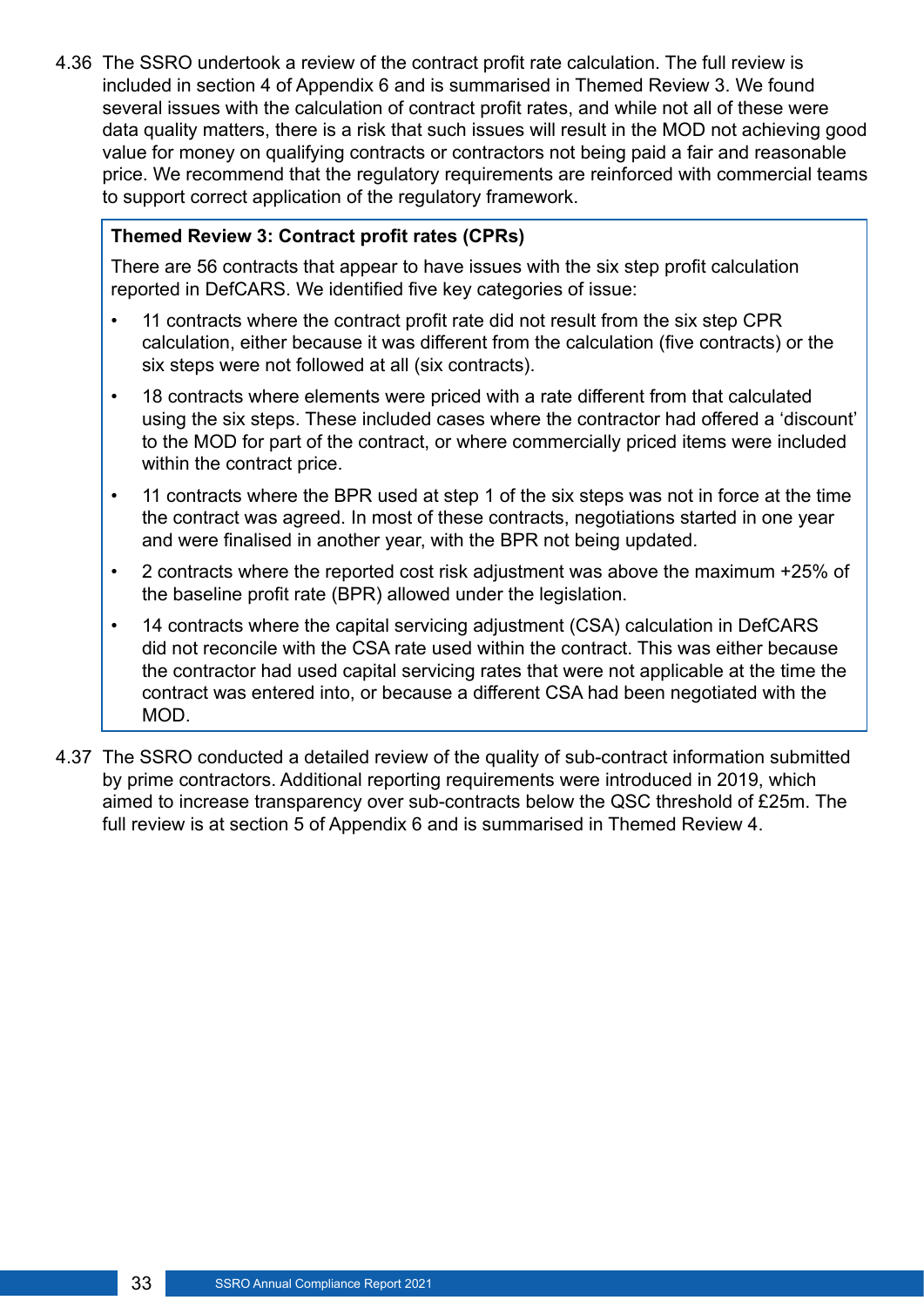4.36 The SSRO undertook a review of the contract profit rate calculation. The full review is included in section 4 of Appendix 6 and is summarised in Themed Review 3. We found several issues with the calculation of contract profit rates, and while not all of these were data quality matters, there is a risk that such issues will result in the MOD not achieving good value for money on qualifying contracts or contractors not being paid a fair and reasonable price. We recommend that the regulatory requirements are reinforced with commercial teams to support correct application of the regulatory framework.

> **Themed Review 3: Contract profit rates (CPRs)**
>
> There are 56 contracts that appear to have issues with the six step profit calculation reported in DefCARS. We identified five key categories of issue:
>
> - 11 contracts where the contract profit rate did not result from the six step CPR calculation, either because it was different from the calculation (five contracts) or the six steps were not followed at all (six contracts).
> - 18 contracts where elements were priced with a rate different from that calculated using the six steps. These included cases where the contractor had offered a 'discount' to the MOD for part of the contract, or where commercially priced items were included within the contract price.
> - 11 contracts where the BPR used at step 1 of the six steps was not in force at the time the contract was agreed. In most of these contracts, negotiations started in one year and were finalised in another year, with the BPR not being updated.
> - 2 contracts where the reported cost risk adjustment was above the maximum +25% of the baseline profit rate (BPR) allowed under the legislation.
> - 14 contracts where the capital servicing adjustment (CSA) calculation in DefCARS did not reconcile with the CSA rate used within the contract. This was either because the contractor had used capital servicing rates that were not applicable at the time the contract was entered into, or because a different CSA had been negotiated with the MOD.

4.37 The SSRO conducted a detailed review of the quality of sub-contract information submitted by prime contractors. Additional reporting requirements were introduced in 2019, which aimed to increase transparency over sub-contracts below the QSC threshold of £25m. The full review is at section 5 of Appendix 6 and is summarised in Themed Review 4.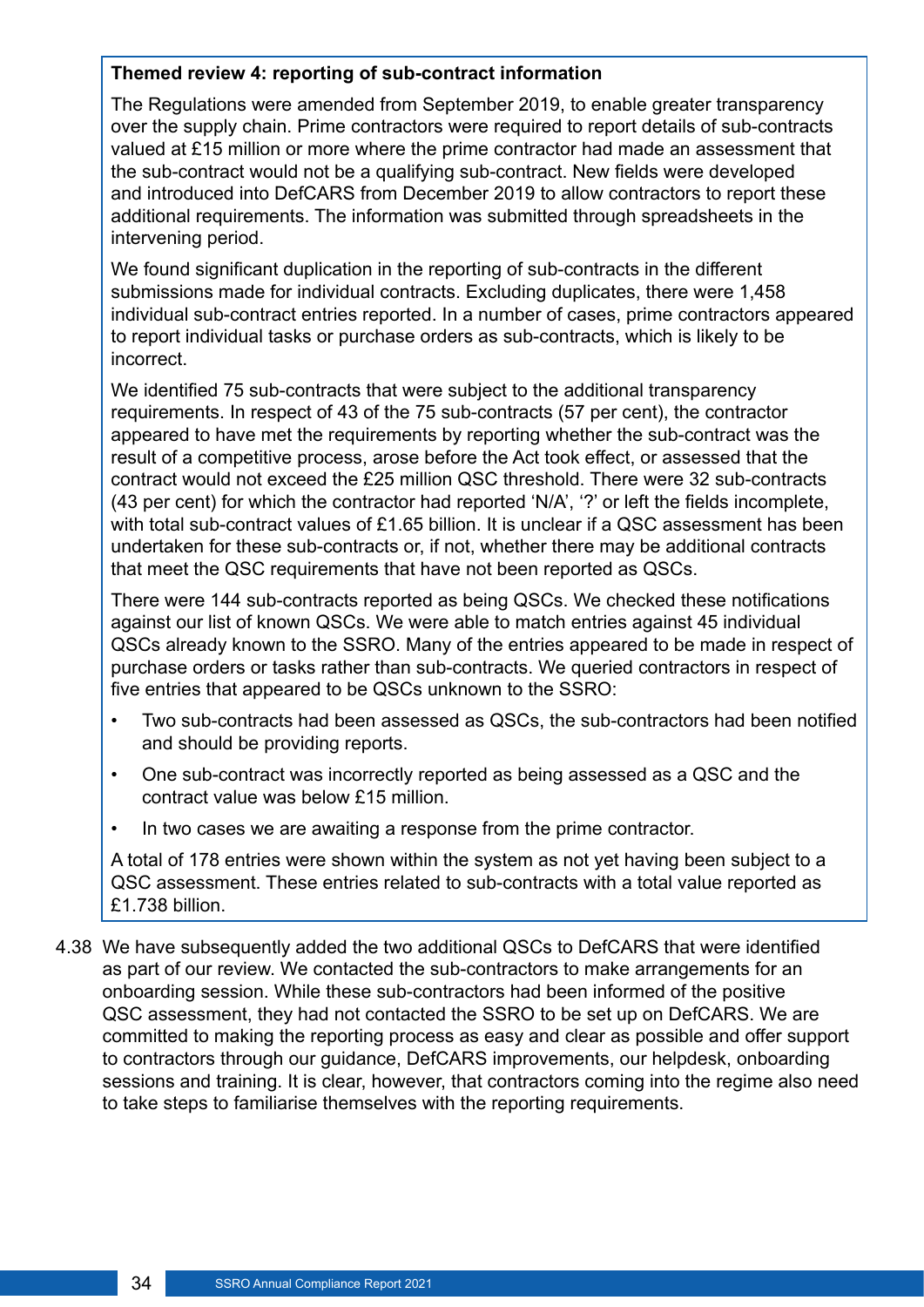**Themed review 4: reporting of sub-contract information**

The Regulations were amended from September 2019, to enable greater transparency over the supply chain. Prime contractors were required to report details of sub-contracts valued at £15 million or more where the prime contractor had made an assessment that the sub-contract would not be a qualifying sub-contract. New fields were developed and introduced into DefCARS from December 2019 to allow contractors to report these additional requirements. The information was submitted through spreadsheets in the intervening period.

We found significant duplication in the reporting of sub-contracts in the different submissions made for individual contracts. Excluding duplicates, there were 1,458 individual sub-contract entries reported. In a number of cases, prime contractors appeared to report individual tasks or purchase orders as sub-contracts, which is likely to be incorrect.

We identified 75 sub-contracts that were subject to the additional transparency requirements. In respect of 43 of the 75 sub-contracts (57 per cent), the contractor appeared to have met the requirements by reporting whether the sub-contract was the result of a competitive process, arose before the Act took effect, or assessed that the contract would not exceed the £25 million QSC threshold. There were 32 sub-contracts (43 per cent) for which the contractor had reported 'N/A', '?' or left the fields incomplete, with total sub-contract values of £1.65 billion. It is unclear if a QSC assessment has been undertaken for these sub-contracts or, if not, whether there may be additional contracts that meet the QSC requirements that have not been reported as QSCs.

There were 144 sub-contracts reported as being QSCs. We checked these notifications against our list of known QSCs. We were able to match entries against 45 individual QSCs already known to the SSRO. Many of the entries appeared to be made in respect of purchase orders or tasks rather than sub-contracts. We queried contractors in respect of five entries that appeared to be QSCs unknown to the SSRO:

- Two sub-contracts had been assessed as QSCs, the sub-contractors had been notified and should be providing reports.
- One sub-contract was incorrectly reported as being assessed as a QSC and the contract value was below £15 million.
- In two cases we are awaiting a response from the prime contractor.

A total of 178 entries were shown within the system as not yet having been subject to a QSC assessment. These entries related to sub-contracts with a total value reported as £1.738 billion.

4.38 We have subsequently added the two additional QSCs to DefCARS that were identified as part of our review. We contacted the sub-contractors to make arrangements for an onboarding session. While these sub-contractors had been informed of the positive QSC assessment, they had not contacted the SSRO to be set up on DefCARS. We are committed to making the reporting process as easy and clear as possible and offer support to contractors through our guidance, DefCARS improvements, our helpdesk, onboarding sessions and training. It is clear, however, that contractors coming into the regime also need to take steps to familiarise themselves with the reporting requirements.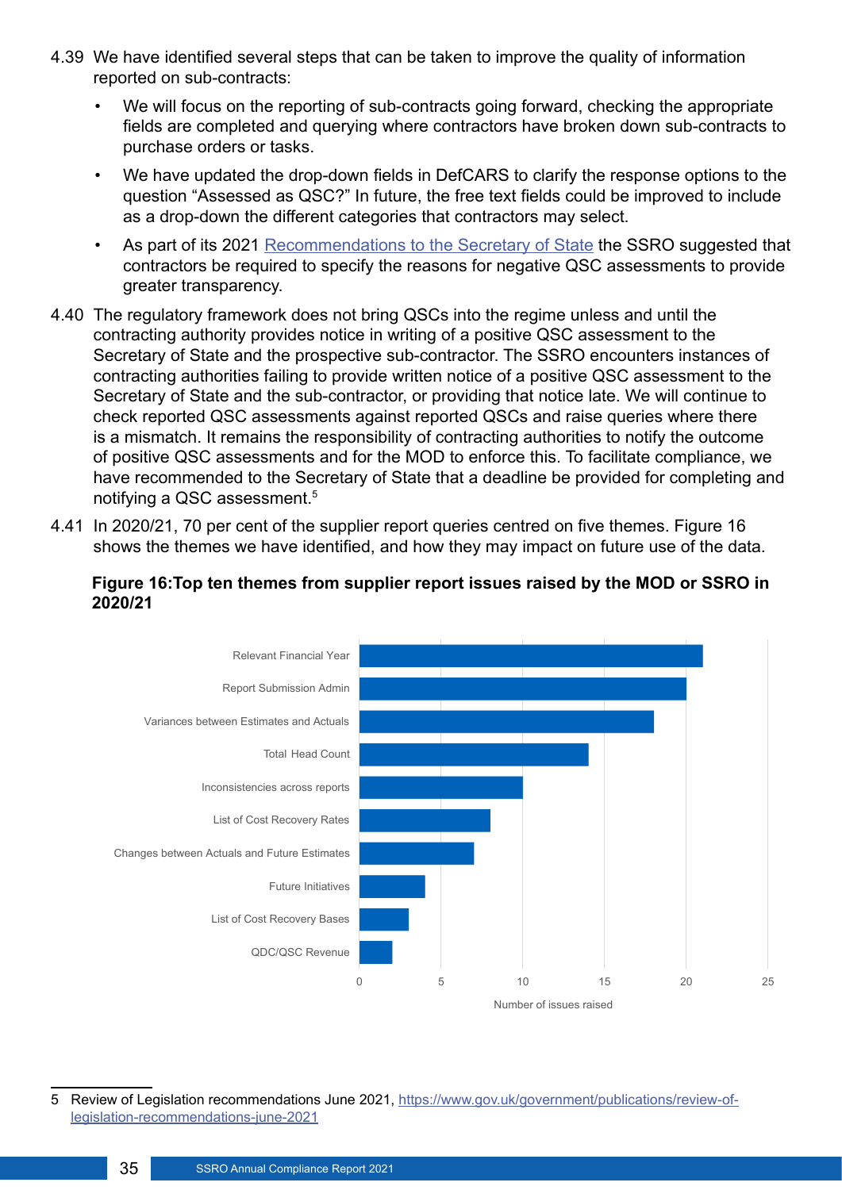4.39 We have identified several steps that can be taken to improve the quality of information reported on sub-contracts:

- We will focus on the reporting of sub-contracts going forward, checking the appropriate fields are completed and querying where contractors have broken down sub-contracts to purchase orders or tasks.
- We have updated the drop-down fields in DefCARS to clarify the response options to the question "Assessed as QSC?" In future, the free text fields could be improved to include as a drop-down the different categories that contractors may select.
- As part of its 2021 Recommendations to the Secretary of State the SSRO suggested that contractors be required to specify the reasons for negative QSC assessments to provide greater transparency.

4.40 The regulatory framework does not bring QSCs into the regime unless and until the contracting authority provides notice in writing of a positive QSC assessment to the Secretary of State and the prospective sub-contractor. The SSRO encounters instances of contracting authorities failing to provide written notice of a positive QSC assessment to the Secretary of State and the sub-contractor, or providing that notice late. We will continue to check reported QSC assessments against reported QSCs and raise queries where there is a mismatch. It remains the responsibility of contracting authorities to notify the outcome of positive QSC assessments and for the MOD to enforce this. To facilitate compliance, we have recommended to the Secretary of State that a deadline be provided for completing and notifying a QSC assessment.[5]

4.41 In 2020/21, 70 per cent of the supplier report queries centred on five themes. Figure 16 shows the themes we have identified, and how they may impact on future use of the data.

**Figure 16:Top ten themes from supplier report issues raised by the MOD or SSRO in 2020/21**

| Theme | Number of issues raised |
|---|---|
| Relevant Financial Year | 21 |
| Report Submission Admin | 20 |
| Variances between Estimates and Actuals | 18 |
| Total Head Count | 14 |
| Inconsistencies across reports | 10 |
| List of Cost Recovery Rates | 8 |
| Changes between Actuals and Future Estimates | 7 |
| Future Initiatives | 4 |
| List of Cost Recovery Bases | 3 |
| QDC/QSC Revenue | 2 |

5 Review of Legislation recommendations June 2021, https://www.gov.uk/government/publications/review-of-legislation-recommendations-june-2021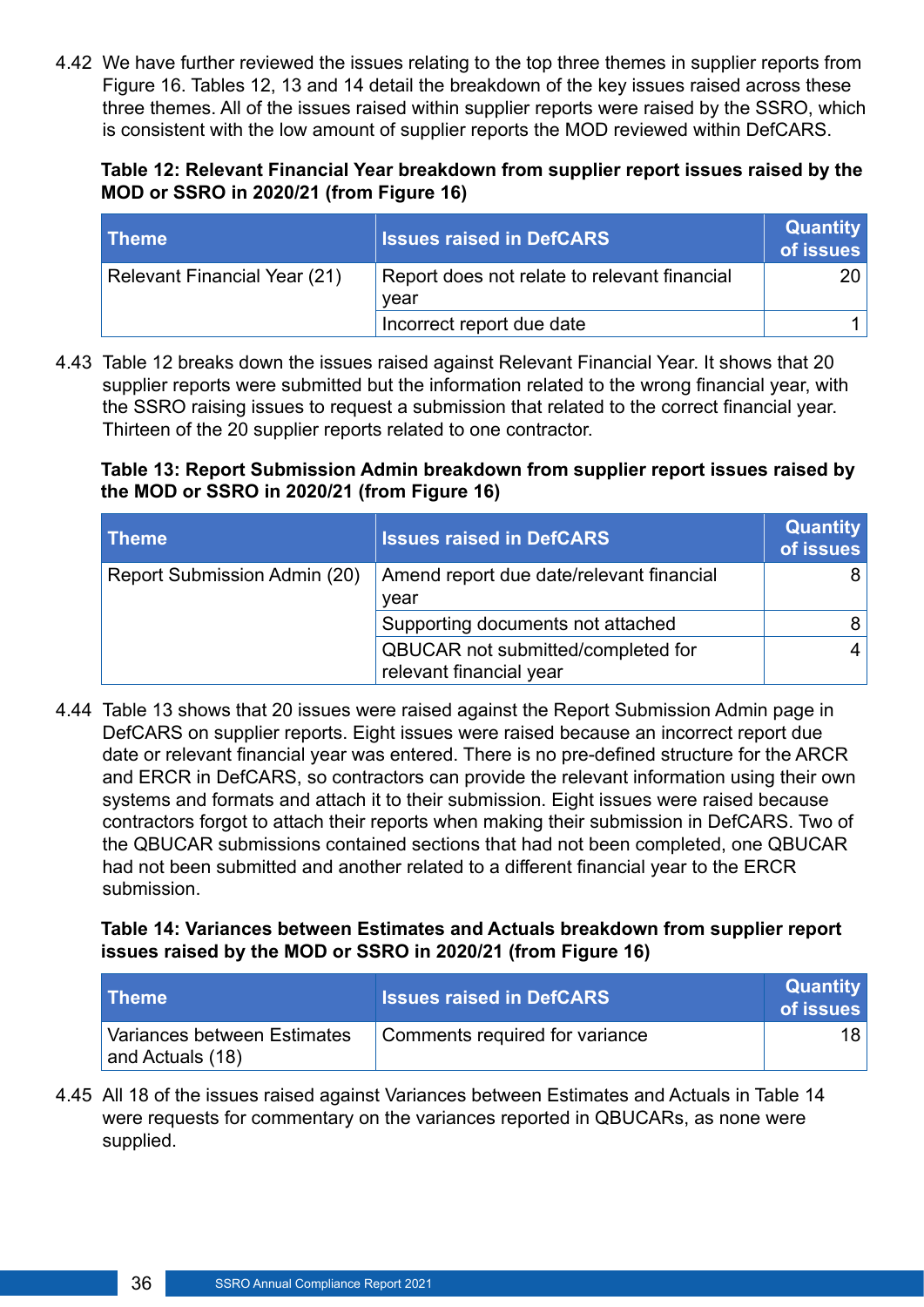4.42 We have further reviewed the issues relating to the top three themes in supplier reports from Figure 16. Tables 12, 13 and 14 detail the breakdown of the key issues raised across these three themes. All of the issues raised within supplier reports were raised by the SSRO, which is consistent with the low amount of supplier reports the MOD reviewed within DefCARS.

**Table 12: Relevant Financial Year breakdown from supplier report issues raised by the MOD or SSRO in 2020/21 (from Figure 16)**

| Theme | Issues raised in DefCARS | Quantity of issues |
|---|---|---|
| Relevant Financial Year (21) | Report does not relate to relevant financial year | 20 |
| | Incorrect report due date | 1 |

4.43 Table 12 breaks down the issues raised against Relevant Financial Year. It shows that 20 supplier reports were submitted but the information related to the wrong financial year, with the SSRO raising issues to request a submission that related to the correct financial year. Thirteen of the 20 supplier reports related to one contractor.

**Table 13: Report Submission Admin breakdown from supplier report issues raised by the MOD or SSRO in 2020/21 (from Figure 16)**

| Theme | Issues raised in DefCARS | Quantity of issues |
|---|---|---|
| Report Submission Admin (20) | Amend report due date/relevant financial year | 8 |
| | Supporting documents not attached | 8 |
| | QBUCAR not submitted/completed for relevant financial year | 4 |

4.44 Table 13 shows that 20 issues were raised against the Report Submission Admin page in DefCARS on supplier reports. Eight issues were raised because an incorrect report due date or relevant financial year was entered. There is no pre-defined structure for the ARCR and ERCR in DefCARS, so contractors can provide the relevant information using their own systems and formats and attach it to their submission. Eight issues were raised because contractors forgot to attach their reports when making their submission in DefCARS. Two of the QBUCAR submissions contained sections that had not been completed, one QBUCAR had not been submitted and another related to a different financial year to the ERCR submission.

**Table 14: Variances between Estimates and Actuals breakdown from supplier report issues raised by the MOD or SSRO in 2020/21 (from Figure 16)**

| Theme | Issues raised in DefCARS | Quantity of issues |
|---|---|---|
| Variances between Estimates and Actuals (18) | Comments required for variance | 18 |

4.45 All 18 of the issues raised against Variances between Estimates and Actuals in Table 14 were requests for commentary on the variances reported in QBUCARs, as none were supplied.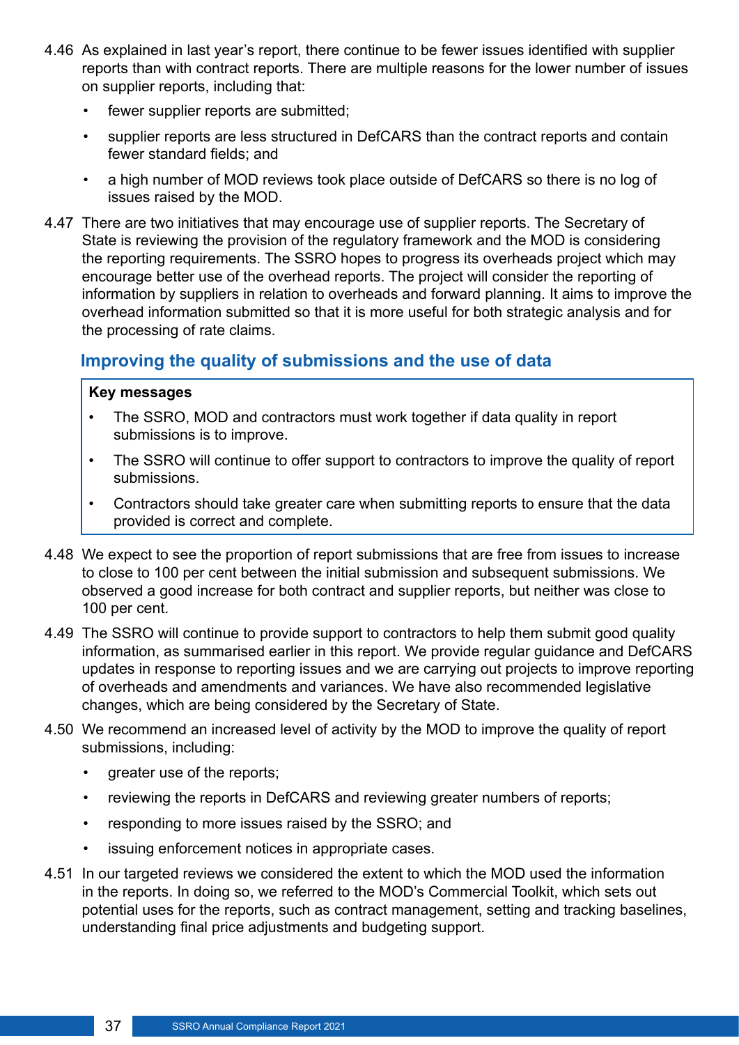4.46 As explained in last year's report, there continue to be fewer issues identified with supplier reports than with contract reports. There are multiple reasons for the lower number of issues on supplier reports, including that:

- fewer supplier reports are submitted;
- supplier reports are less structured in DefCARS than the contract reports and contain fewer standard fields; and
- a high number of MOD reviews took place outside of DefCARS so there is no log of issues raised by the MOD.

4.47 There are two initiatives that may encourage use of supplier reports. The Secretary of State is reviewing the provision of the regulatory framework and the MOD is considering the reporting requirements. The SSRO hopes to progress its overheads project which may encourage better use of the overhead reports. The project will consider the reporting of information by suppliers in relation to overheads and forward planning. It aims to improve the overhead information submitted so that it is more useful for both strategic analysis and for the processing of rate claims.

## Improving the quality of submissions and the use of data

**Key messages**

- The SSRO, MOD and contractors must work together if data quality in report submissions is to improve.
- The SSRO will continue to offer support to contractors to improve the quality of report submissions.
- Contractors should take greater care when submitting reports to ensure that the data provided is correct and complete.

4.48 We expect to see the proportion of report submissions that are free from issues to increase to close to 100 per cent between the initial submission and subsequent submissions. We observed a good increase for both contract and supplier reports, but neither was close to 100 per cent.

4.49 The SSRO will continue to provide support to contractors to help them submit good quality information, as summarised earlier in this report. We provide regular guidance and DefCARS updates in response to reporting issues and we are carrying out projects to improve reporting of overheads and amendments and variances. We have also recommended legislative changes, which are being considered by the Secretary of State.

4.50 We recommend an increased level of activity by the MOD to improve the quality of report submissions, including:

- greater use of the reports;
- reviewing the reports in DefCARS and reviewing greater numbers of reports;
- responding to more issues raised by the SSRO; and
- issuing enforcement notices in appropriate cases.

4.51 In our targeted reviews we considered the extent to which the MOD used the information in the reports. In doing so, we referred to the MOD's Commercial Toolkit, which sets out potential uses for the reports, such as contract management, setting and tracking baselines, understanding final price adjustments and budgeting support.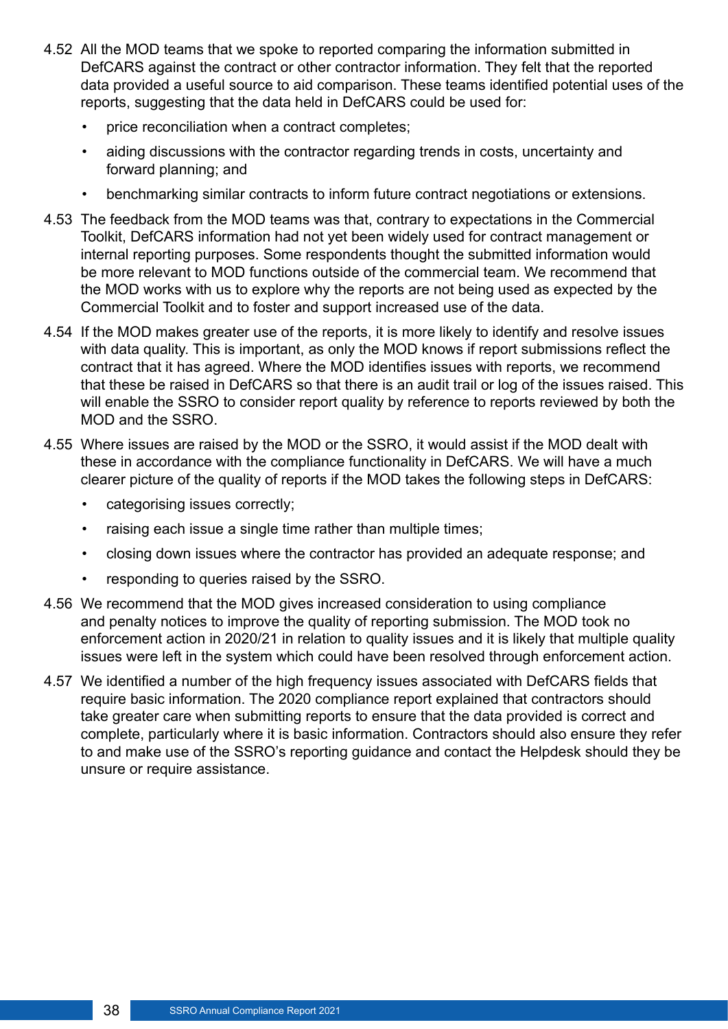4.52 All the MOD teams that we spoke to reported comparing the information submitted in DefCARS against the contract or other contractor information. They felt that the reported data provided a useful source to aid comparison. These teams identified potential uses of the reports, suggesting that the data held in DefCARS could be used for:

- price reconciliation when a contract completes;
- aiding discussions with the contractor regarding trends in costs, uncertainty and forward planning; and
- benchmarking similar contracts to inform future contract negotiations or extensions.

4.53 The feedback from the MOD teams was that, contrary to expectations in the Commercial Toolkit, DefCARS information had not yet been widely used for contract management or internal reporting purposes. Some respondents thought the submitted information would be more relevant to MOD functions outside of the commercial team. We recommend that the MOD works with us to explore why the reports are not being used as expected by the Commercial Toolkit and to foster and support increased use of the data.

4.54 If the MOD makes greater use of the reports, it is more likely to identify and resolve issues with data quality. This is important, as only the MOD knows if report submissions reflect the contract that it has agreed. Where the MOD identifies issues with reports, we recommend that these be raised in DefCARS so that there is an audit trail or log of the issues raised. This will enable the SSRO to consider report quality by reference to reports reviewed by both the MOD and the SSRO.

4.55 Where issues are raised by the MOD or the SSRO, it would assist if the MOD dealt with these in accordance with the compliance functionality in DefCARS. We will have a much clearer picture of the quality of reports if the MOD takes the following steps in DefCARS:

- categorising issues correctly;
- raising each issue a single time rather than multiple times;
- closing down issues where the contractor has provided an adequate response; and
- responding to queries raised by the SSRO.

4.56 We recommend that the MOD gives increased consideration to using compliance and penalty notices to improve the quality of reporting submission. The MOD took no enforcement action in 2020/21 in relation to quality issues and it is likely that multiple quality issues were left in the system which could have been resolved through enforcement action.

4.57 We identified a number of the high frequency issues associated with DefCARS fields that require basic information. The 2020 compliance report explained that contractors should take greater care when submitting reports to ensure that the data provided is correct and complete, particularly where it is basic information. Contractors should also ensure they refer to and make use of the SSRO's reporting guidance and contact the Helpdesk should they be unsure or require assistance.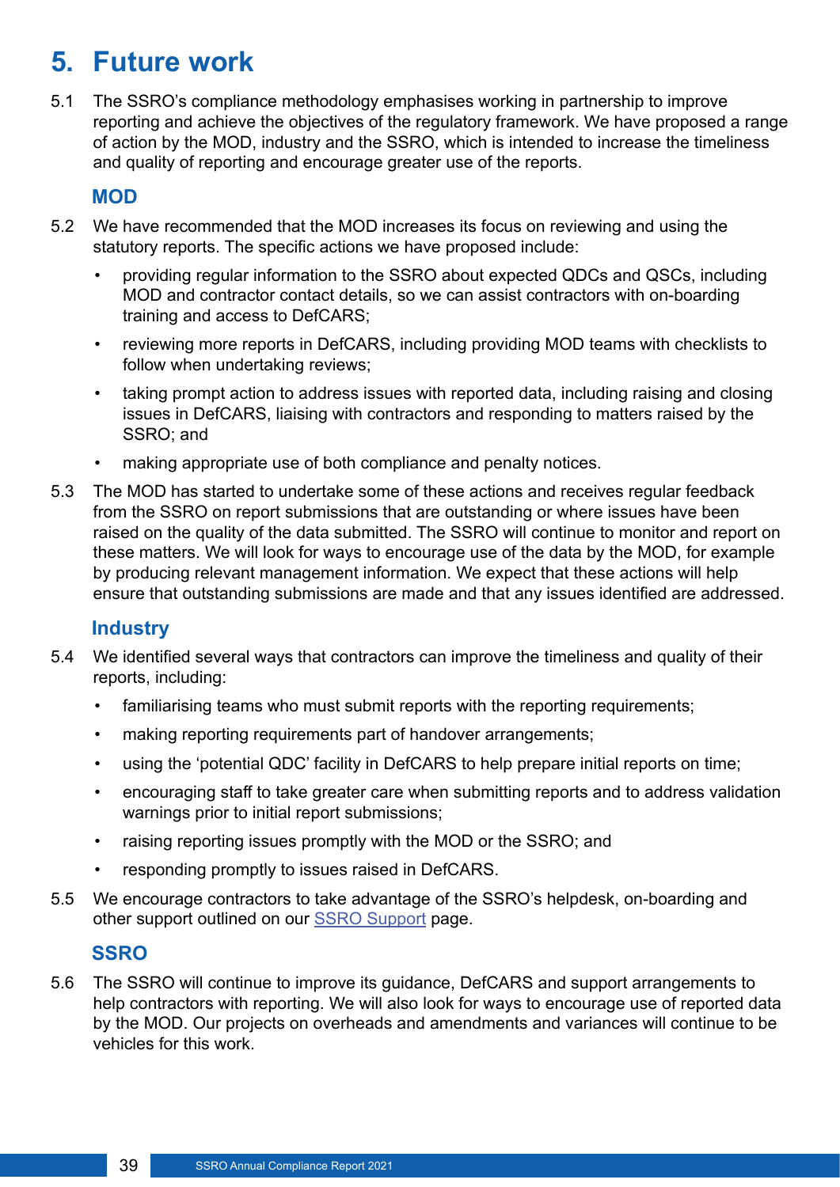# 5. Future work

5.1 The SSRO's compliance methodology emphasises working in partnership to improve reporting and achieve the objectives of the regulatory framework. We have proposed a range of action by the MOD, industry and the SSRO, which is intended to increase the timeliness and quality of reporting and encourage greater use of the reports.

## MOD

5.2 We have recommended that the MOD increases its focus on reviewing and using the statutory reports. The specific actions we have proposed include:

- providing regular information to the SSRO about expected QDCs and QSCs, including MOD and contractor contact details, so we can assist contractors with on-boarding training and access to DefCARS;
- reviewing more reports in DefCARS, including providing MOD teams with checklists to follow when undertaking reviews;
- taking prompt action to address issues with reported data, including raising and closing issues in DefCARS, liaising with contractors and responding to matters raised by the SSRO; and
- making appropriate use of both compliance and penalty notices.

5.3 The MOD has started to undertake some of these actions and receives regular feedback from the SSRO on report submissions that are outstanding or where issues have been raised on the quality of the data submitted. The SSRO will continue to monitor and report on these matters. We will look for ways to encourage use of the data by the MOD, for example by producing relevant management information. We expect that these actions will help ensure that outstanding submissions are made and that any issues identified are addressed.

## Industry

5.4 We identified several ways that contractors can improve the timeliness and quality of their reports, including:

- familiarising teams who must submit reports with the reporting requirements;
- making reporting requirements part of handover arrangements;
- using the 'potential QDC' facility in DefCARS to help prepare initial reports on time;
- encouraging staff to take greater care when submitting reports and to address validation warnings prior to initial report submissions;
- raising reporting issues promptly with the MOD or the SSRO; and
- responding promptly to issues raised in DefCARS.

5.5 We encourage contractors to take advantage of the SSRO's helpdesk, on-boarding and other support outlined on our SSRO Support page.

## SSRO

5.6 The SSRO will continue to improve its guidance, DefCARS and support arrangements to help contractors with reporting. We will also look for ways to encourage use of reported data by the MOD. Our projects on overheads and amendments and variances will continue to be vehicles for this work.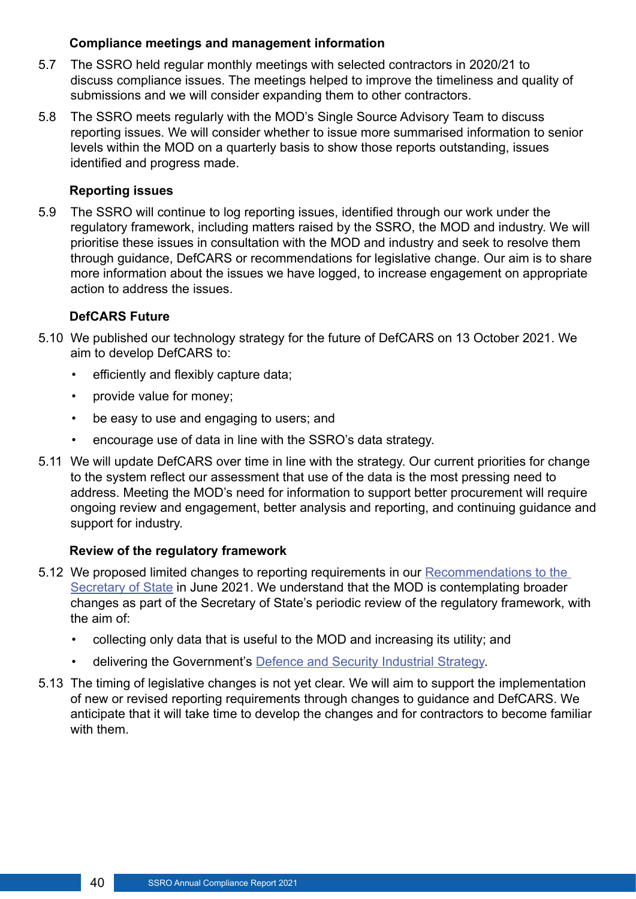### Compliance meetings and management information

5.7 The SSRO held regular monthly meetings with selected contractors in 2020/21 to discuss compliance issues. The meetings helped to improve the timeliness and quality of submissions and we will consider expanding them to other contractors.

5.8 The SSRO meets regularly with the MOD's Single Source Advisory Team to discuss reporting issues. We will consider whether to issue more summarised information to senior levels within the MOD on a quarterly basis to show those reports outstanding, issues identified and progress made.

### Reporting issues

5.9 The SSRO will continue to log reporting issues, identified through our work under the regulatory framework, including matters raised by the SSRO, the MOD and industry. We will prioritise these issues in consultation with the MOD and industry and seek to resolve them through guidance, DefCARS or recommendations for legislative change. Our aim is to share more information about the issues we have logged, to increase engagement on appropriate action to address the issues.

### DefCARS Future

5.10 We published our technology strategy for the future of DefCARS on 13 October 2021. We aim to develop DefCARS to:

- efficiently and flexibly capture data;
- provide value for money;
- be easy to use and engaging to users; and
- encourage use of data in line with the SSRO's data strategy.

5.11 We will update DefCARS over time in line with the strategy. Our current priorities for change to the system reflect our assessment that use of the data is the most pressing need to address. Meeting the MOD's need for information to support better procurement will require ongoing review and engagement, better analysis and reporting, and continuing guidance and support for industry.

### Review of the regulatory framework

5.12 We proposed limited changes to reporting requirements in our Recommendations to the Secretary of State in June 2021. We understand that the MOD is contemplating broader changes as part of the Secretary of State's periodic review of the regulatory framework, with the aim of:

- collecting only data that is useful to the MOD and increasing its utility; and
- delivering the Government's Defence and Security Industrial Strategy.

5.13 The timing of legislative changes is not yet clear. We will aim to support the implementation of new or revised reporting requirements through changes to guidance and DefCARS. We anticipate that it will take time to develop the changes and for contractors to become familiar with them.